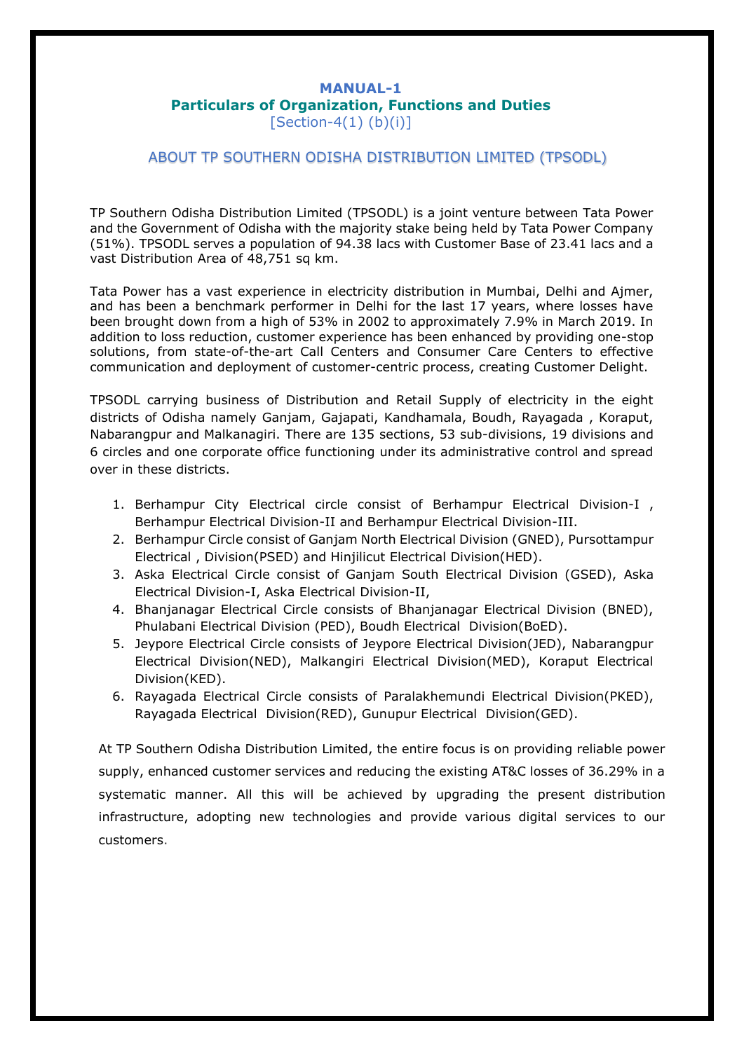# MANUAL-1

## Particulars of Organization, Functions and Duties

[Section-4(1) (b)(i)]

## ABOUT TP SOUTHERN ODISHA DISTRIBUTION LIMITED (TPSODL)

TP Southern Odisha Distribution Limited (TPSODL) is a joint venture between Tata Power and the Government of Odisha with the majority stake being held by Tata Power Company (51%). TPSODL serves a population of 94.38 lacs with Customer Base of 23.41 lacs and a vast Distribution Area of 48,751 sq km.

Tata Power has a vast experience in electricity distribution in Mumbai, Delhi and Ajmer, and has been a benchmark performer in Delhi for the last 17 years, where losses have been brought down from a high of 53% in 2002 to approximately 7.9% in March 2019. In addition to loss reduction, customer experience has been enhanced by providing one-stop solutions, from state-of-the-art Call Centers and Consumer Care Centers to effective communication and deployment of customer-centric process, creating Customer Delight.

TPSODL carrying business of Distribution and Retail Supply of electricity in the eight districts of Odisha namely Ganjam, Gajapati, Kandhamala, Boudh, Rayagada , Koraput, Nabarangpur and Malkanagiri. There are 135 sections, 53 sub-divisions, 19 divisions and 6 circles and one corporate office functioning under its administrative control and spread over in these districts.

1. Berhampur City Electrical circle consist of Berhampur Electrical Division-I , Berhampur Electrical Division-II and Berhampur Electrical Division-III.
2. Berhampur Circle consist of Ganjam North Electrical Division (GNED), Pursottampur Electrical , Division(PSED) and Hinjilicut Electrical Division(HED).
3. Aska Electrical Circle consist of Ganjam South Electrical Division (GSED), Aska Electrical Division-I, Aska Electrical Division-II,
4. Bhanjanagar Electrical Circle consists of Bhanjanagar Electrical Division (BNED), Phulabani Electrical Division (PED), Boudh Electrical Division(BoED).
5. Jeypore Electrical Circle consists of Jeypore Electrical Division(JED), Nabarangpur Electrical Division(NED), Malkangiri Electrical Division(MED), Koraput Electrical Division(KED).
6. Rayagada Electrical Circle consists of Paralakhemundi Electrical Division(PKED), Rayagada Electrical Division(RED), Gunupur Electrical Division(GED).

At TP Southern Odisha Distribution Limited, the entire focus is on providing reliable power supply, enhanced customer services and reducing the existing AT&C losses of 36.29% in a systematic manner. All this will be achieved by upgrading the present distribution infrastructure, adopting new technologies and provide various digital services to our customers.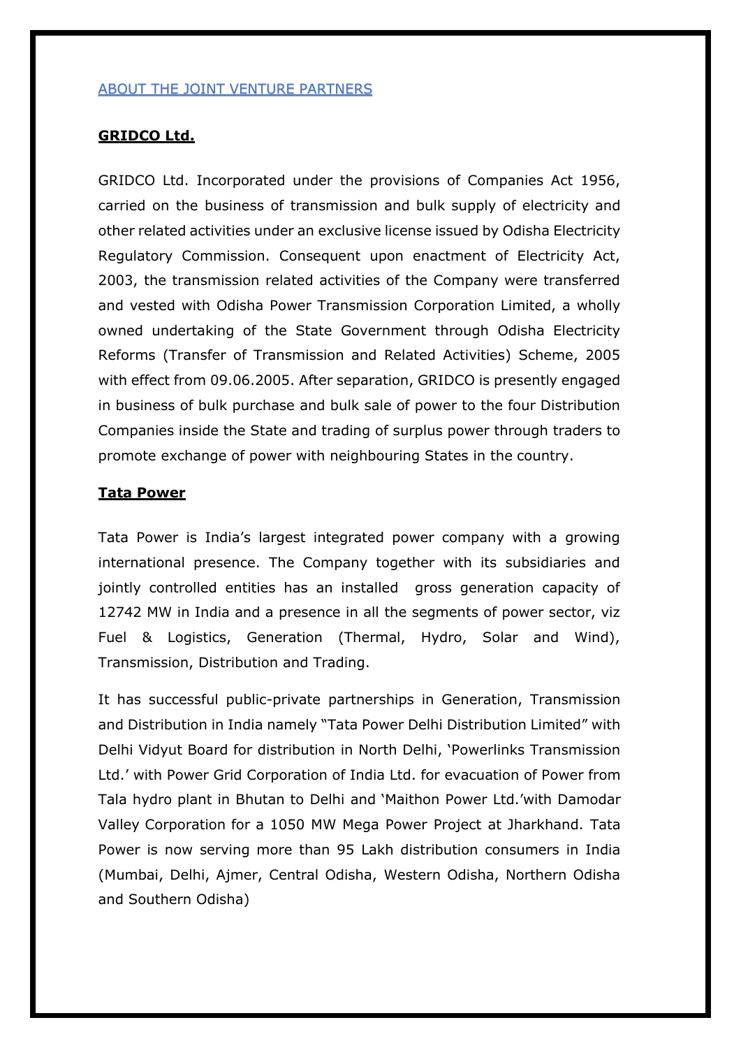## ABOUT THE JOINT VENTURE PARTNERS

### GRIDCO Ltd.

GRIDCO Ltd. Incorporated under the provisions of Companies Act 1956, carried on the business of transmission and bulk supply of electricity and other related activities under an exclusive license issued by Odisha Electricity Regulatory Commission. Consequent upon enactment of Electricity Act, 2003, the transmission related activities of the Company were transferred and vested with Odisha Power Transmission Corporation Limited, a wholly owned undertaking of the State Government through Odisha Electricity Reforms (Transfer of Transmission and Related Activities) Scheme, 2005 with effect from 09.06.2005. After separation, GRIDCO is presently engaged in business of bulk purchase and bulk sale of power to the four Distribution Companies inside the State and trading of surplus power through traders to promote exchange of power with neighbouring States in the country.

### Tata Power

Tata Power is India's largest integrated power company with a growing international presence. The Company together with its subsidiaries and jointly controlled entities has an installed gross generation capacity of 12742 MW in India and a presence in all the segments of power sector, viz Fuel & Logistics, Generation (Thermal, Hydro, Solar and Wind), Transmission, Distribution and Trading.

It has successful public-private partnerships in Generation, Transmission and Distribution in India namely "Tata Power Delhi Distribution Limited" with Delhi Vidyut Board for distribution in North Delhi, 'Powerlinks Transmission Ltd.' with Power Grid Corporation of India Ltd. for evacuation of Power from Tala hydro plant in Bhutan to Delhi and 'Maithon Power Ltd.'with Damodar Valley Corporation for a 1050 MW Mega Power Project at Jharkhand. Tata Power is now serving more than 95 Lakh distribution consumers in India (Mumbai, Delhi, Ajmer, Central Odisha, Western Odisha, Northern Odisha and Southern Odisha)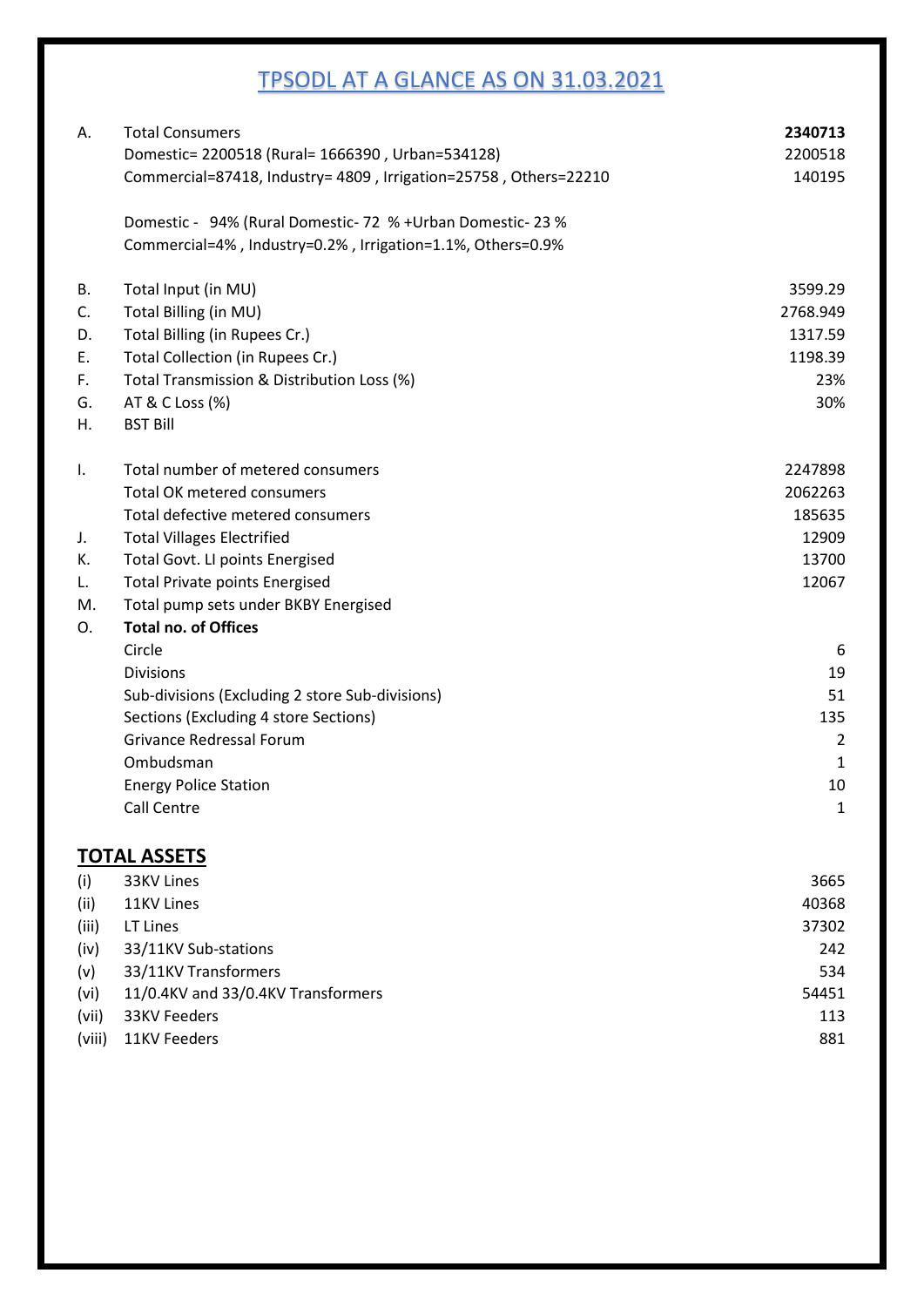# TPSODL AT A GLANCE AS ON 31.03.2021

| | | |
|---|---|---|
| A. | Total Consumers | **2340713** |
| | Domestic= 2200518 (Rural= 1666390 , Urban=534128) | 2200518 |
| | Commercial=87418, Industry= 4809 , Irrigation=25758 , Others=22210 | 140195 |
| | Domestic - 94% (Rural Domestic- 72 % +Urban Domestic- 23 % | |
| | Commercial=4% , Industry=0.2% , Irrigation=1.1%, Others=0.9% | |
| B. | Total Input (in MU) | 3599.29 |
| C. | Total Billing (in MU) | 2768.949 |
| D. | Total Billing (in Rupees Cr.) | 1317.59 |
| E. | Total Collection (in Rupees Cr.) | 1198.39 |
| F. | Total Transmission & Distribution Loss (%) | 23% |
| G. | AT & C Loss (%) | 30% |
| H. | BST Bill | |
| I. | Total number of metered consumers | 2247898 |
| | Total OK metered consumers | 2062263 |
| | Total defective metered consumers | 185635 |
| J. | Total Villages Electrified | 12909 |
| K. | Total Govt. LI points Energised | 13700 |
| L. | Total Private points Energised | 12067 |
| M. | Total pump sets under BKBY Energised | |
| O. | **Total no. of Offices** | |
| | Circle | 6 |
| | Divisions | 19 |
| | Sub-divisions (Excluding 2 store Sub-divisions) | 51 |
| | Sections (Excluding 4 store Sections) | 135 |
| | Grivance Redressal Forum | 2 |
| | Ombudsman | 1 |
| | Energy Police Station | 10 |
| | Call Centre | 1 |

## TOTAL ASSETS

| | | |
|---|---|---|
| (i) | 33KV Lines | 3665 |
| (ii) | 11KV Lines | 40368 |
| (iii) | LT Lines | 37302 |
| (iv) | 33/11KV Sub-stations | 242 |
| (v) | 33/11KV Transformers | 534 |
| (vi) | 11/0.4KV and 33/0.4KV Transformers | 54451 |
| (vii) | 33KV Feeders | 113 |
| (viii) | 11KV Feeders | 881 |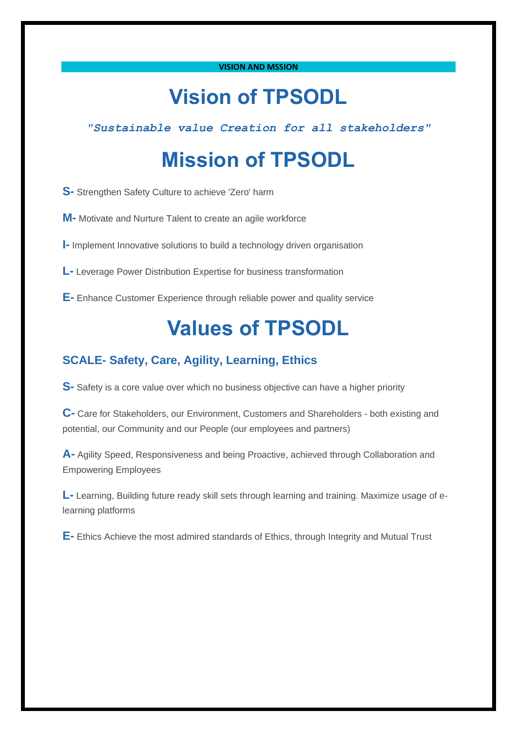**VISION AND MSSION**

# Vision of TPSODL

*"Sustainable value Creation for all stakeholders"*

# Mission of TPSODL

**S-** Strengthen Safety Culture to achieve 'Zero' harm

**M-** Motivate and Nurture Talent to create an agile workforce

**I-** Implement Innovative solutions to build a technology driven organisation

**L-** Leverage Power Distribution Expertise for business transformation

**E-** Enhance Customer Experience through reliable power and quality service

# Values of TPSODL

### SCALE- Safety, Care, Agility, Learning, Ethics

**S-** Safety is a core value over which no business objective can have a higher priority

**C-** Care for Stakeholders, our Environment, Customers and Shareholders - both existing and potential, our Community and our People (our employees and partners)

**A-** Agility Speed, Responsiveness and being Proactive, achieved through Collaboration and Empowering Employees

**L-** Learning, Building future ready skill sets through learning and training. Maximize usage of e-learning platforms

**E-** Ethics Achieve the most admired standards of Ethics, through Integrity and Mutual Trust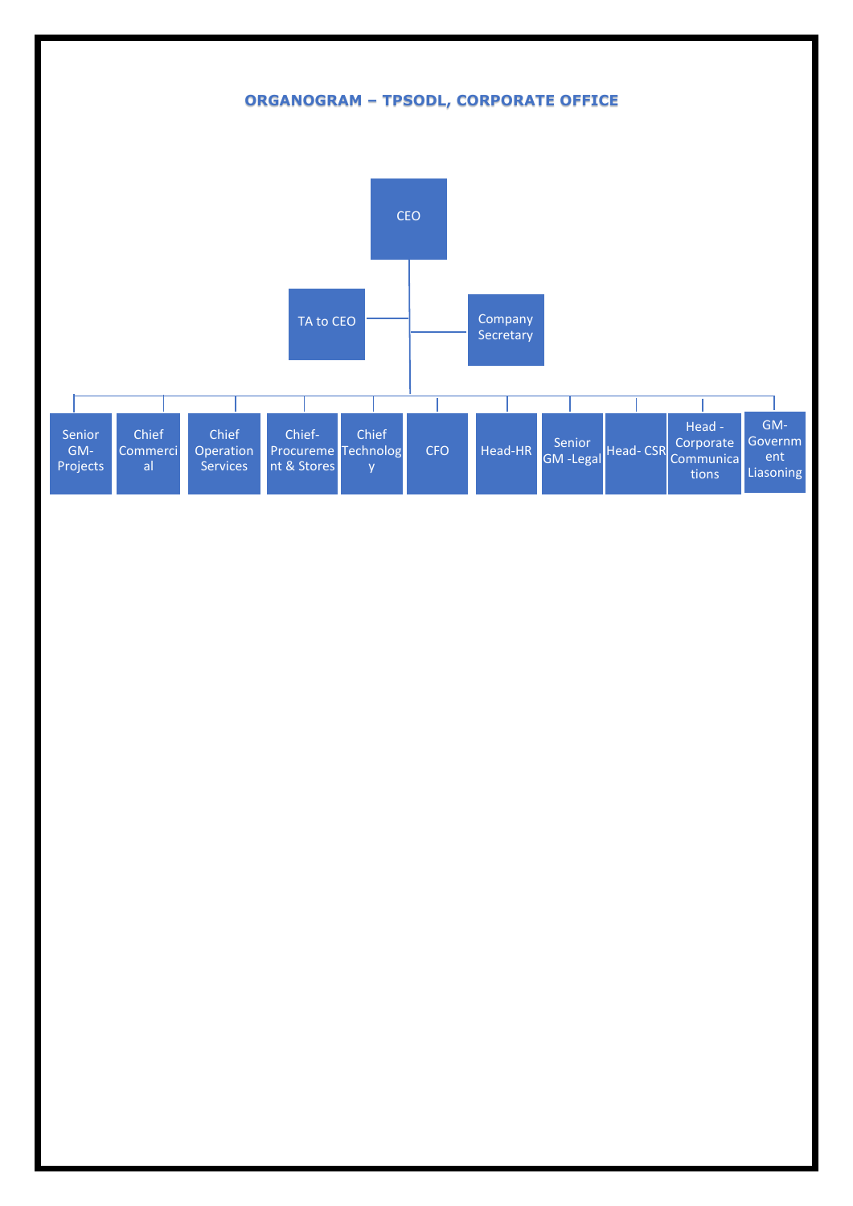## ORGANOGRAM – TPSODL, CORPORATE OFFICE

- **CEO**
  - TA to CEO
  - Company Secretary
  - Senior GM-Projects
  - Chief Commercial
  - Chief Operation Services
  - Chief-Procurement & Stores
  - Chief Technology
  - CFO
  - Head-HR
  - Senior GM -Legal
  - Head- CSR
  - Head - Corporate Communications
  - GM-Government Liasoning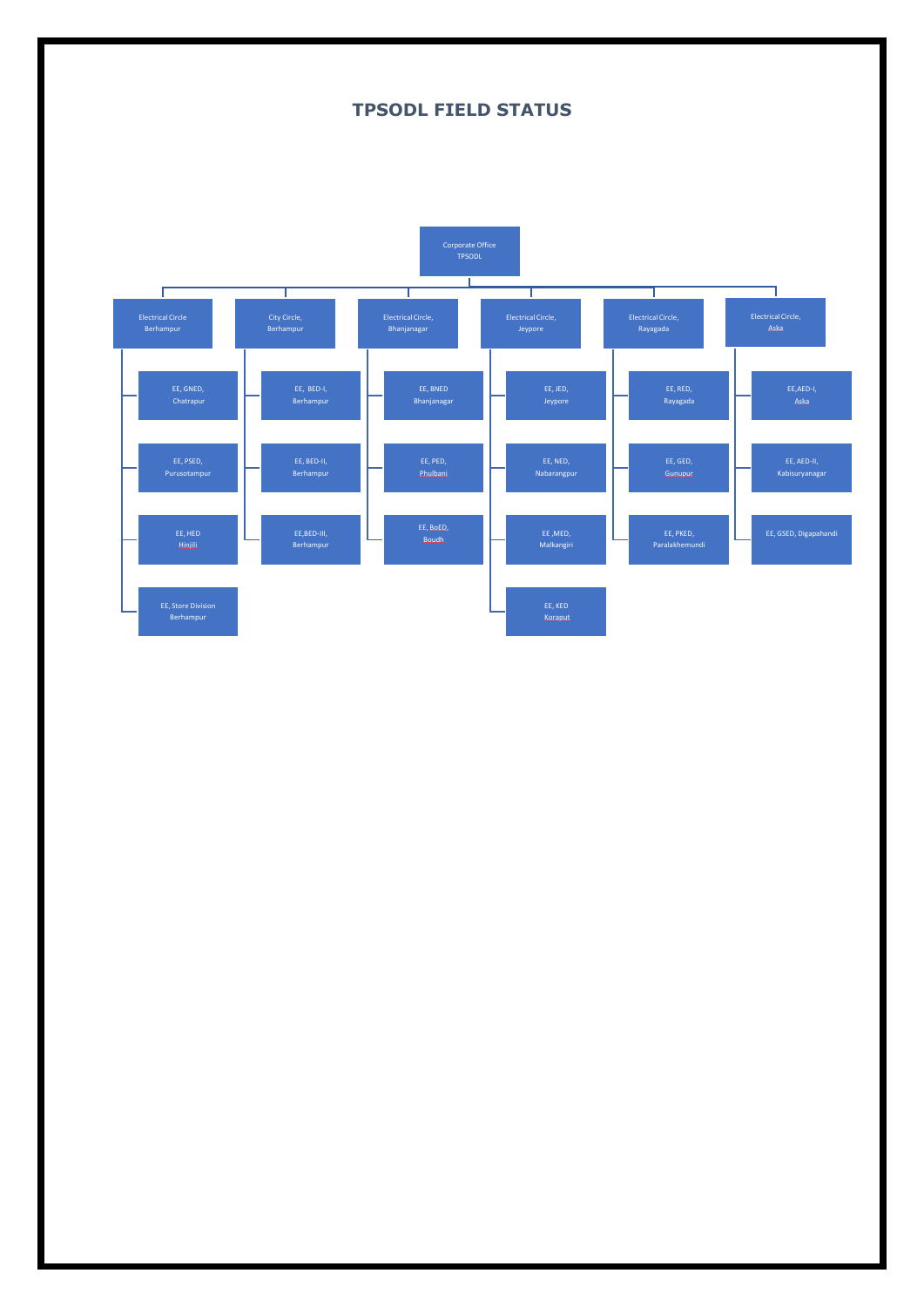# TPSODL FIELD STATUS

- Corporate Office TPSODL
  - Electrical Circle Berhampur
    - EE, GNED, Chatrapur
    - EE, PSED, Purusotampur
    - EE, HED Hinjili
    - EE, Store Division Berhampur
  - City Circle, Berhampur
    - EE, BED-I, Berhampur
    - EE, BED-II, Berhampur
    - EE,BED-III, Berhampur
  - Electrical Circle, Bhanjanagar
    - EE, BNED Bhanjanagar
    - EE, PED, Phulbani
    - EE, BoED, Boudh
  - Electrical Circle, Jeypore
    - EE, JED, Jeypore
    - EE, NED, Nabarangpur
    - EE ,MED, Malkangiri
    - EE, KED Koraput
  - Electrical Circle, Rayagada
    - EE, RED, Rayagada
    - EE, GED, Gunupur
    - EE, PKED, Paralakhemundi
  - Electrical Circle, Aska
    - EE,AED-I, Aska
    - EE, AED-II, Kabisuryanagar
    - EE, GSED, Digapahandi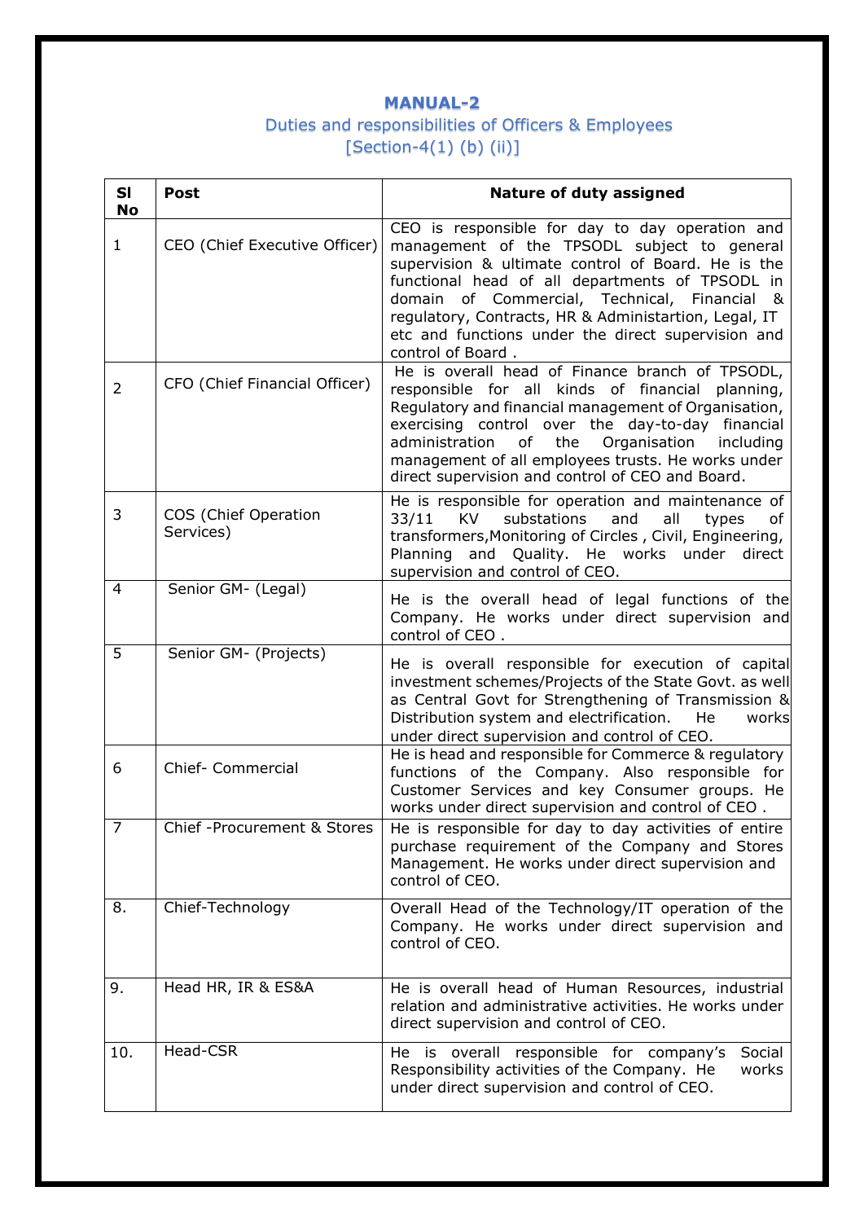# MANUAL-2

## Duties and responsibilities of Officers & Employees [Section-4(1) (b) (ii)]

| Sl No | Post | Nature of duty assigned |
|---|---|---|
| 1 | CEO (Chief Executive Officer) | CEO is responsible for day to day operation and management of the TPSODL subject to general supervision & ultimate control of Board. He is the functional head of all departments of TPSODL in domain of Commercial, Technical, Financial & regulatory, Contracts, HR & Administartion, Legal, IT etc and functions under the direct supervision and control of Board . |
| 2 | CFO (Chief Financial Officer) | He is overall head of Finance branch of TPSODL, responsible for all kinds of financial planning, Regulatory and financial management of Organisation, exercising control over the day-to-day financial administration of the Organisation including management of all employees trusts. He works under direct supervision and control of CEO and Board. |
| 3 | COS (Chief Operation Services) | He is responsible for operation and maintenance of 33/11 KV substations and all types of transformers,Monitoring of Circles , Civil, Engineering, Planning and Quality. He works under direct supervision and control of CEO. |
| 4 | Senior GM- (Legal) | He is the overall head of legal functions of the Company. He works under direct supervision and control of CEO . |
| 5 | Senior GM- (Projects) | He is overall responsible for execution of capital investment schemes/Projects of the State Govt. as well as Central Govt for Strengthening of Transmission & Distribution system and electrification. He works under direct supervision and control of CEO. |
| 6 | Chief- Commercial | He is head and responsible for Commerce & regulatory functions of the Company. Also responsible for Customer Services and key Consumer groups. He works under direct supervision and control of CEO . |
| 7 | Chief -Procurement & Stores | He is responsible for day to day activities of entire purchase requirement of the Company and Stores Management. He works under direct supervision and control of CEO. |
| 8. | Chief-Technology | Overall Head of the Technology/IT operation of the Company. He works under direct supervision and control of CEO. |
| 9. | Head HR, IR & ES&A | He is overall head of Human Resources, industrial relation and administrative activities. He works under direct supervision and control of CEO. |
| 10. | Head-CSR | He is overall responsible for company's Social Responsibility activities of the Company. He works under direct supervision and control of CEO. |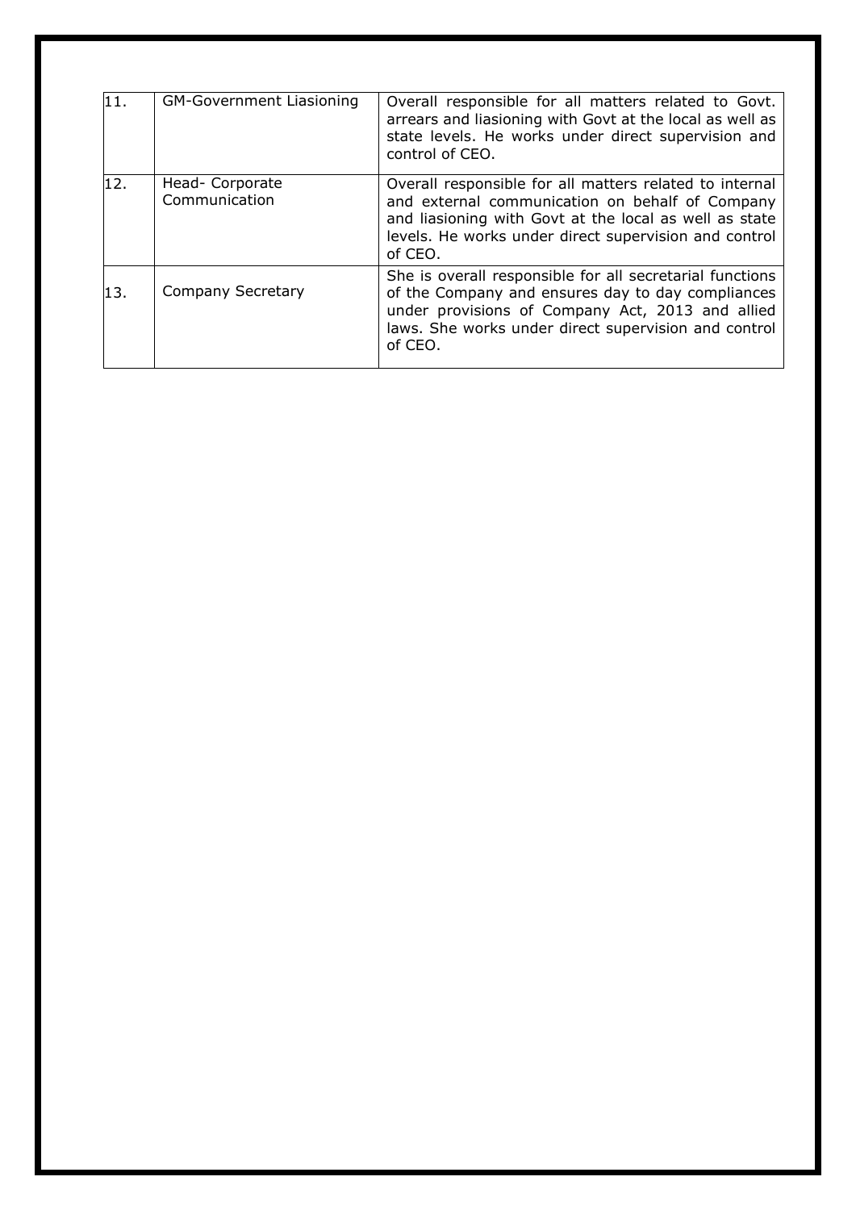| 11. | GM-Government Liasioning | Overall responsible for all matters related to Govt. arrears and liasioning with Govt at the local as well as state levels. He works under direct supervision and control of CEO. |
|---|---|---|
| 12. | Head- Corporate Communication | Overall responsible for all matters related to internal and external communication on behalf of Company and liasioning with Govt at the local as well as state levels. He works under direct supervision and control of CEO. |
| 13. | Company Secretary | She is overall responsible for all secretarial functions of the Company and ensures day to day compliances under provisions of Company Act, 2013 and allied laws. She works under direct supervision and control of CEO. |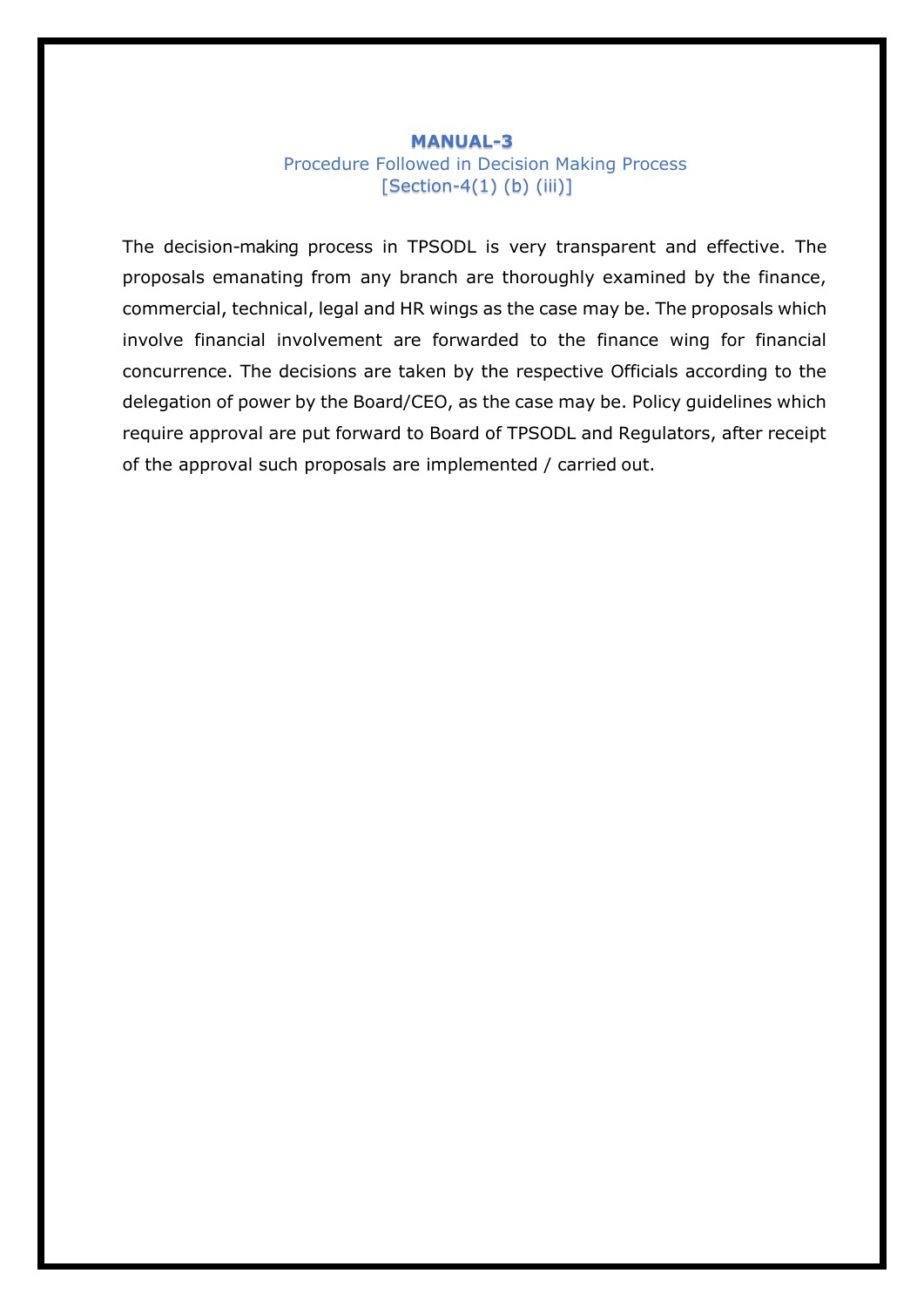# MANUAL-3

## Procedure Followed in Decision Making Process

## [Section-4(1) (b) (iii)]

The decision-making process in TPSODL is very transparent and effective. The proposals emanating from any branch are thoroughly examined by the finance, commercial, technical, legal and HR wings as the case may be. The proposals which involve financial involvement are forwarded to the finance wing for financial concurrence. The decisions are taken by the respective Officials according to the delegation of power by the Board/CEO, as the case may be. Policy guidelines which require approval are put forward to Board of TPSODL and Regulators, after receipt of the approval such proposals are implemented / carried out.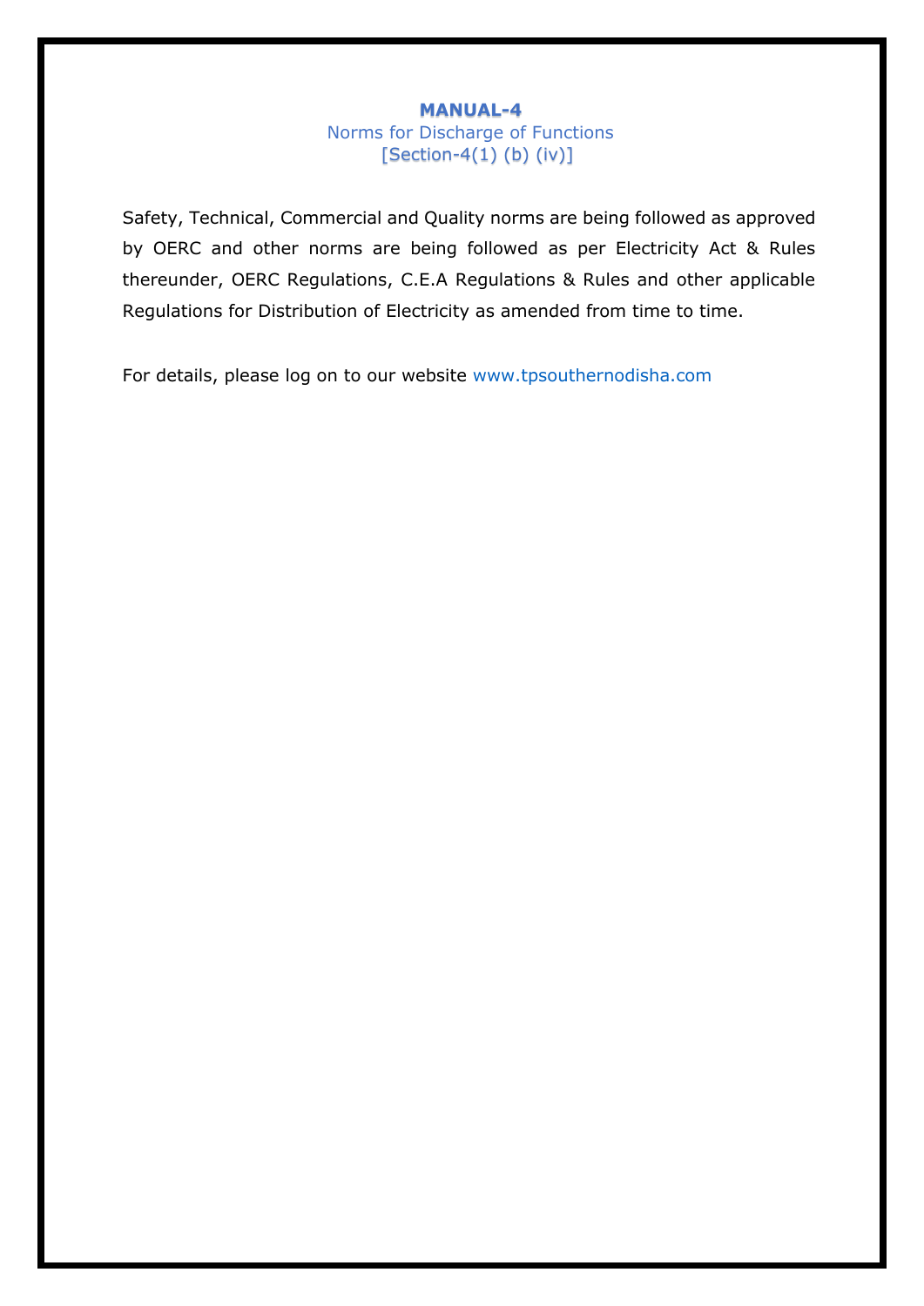# MANUAL-4

Norms for Discharge of Functions

[Section-4(1) (b) (iv)]

Safety, Technical, Commercial and Quality norms are being followed as approved by OERC and other norms are being followed as per Electricity Act & Rules thereunder, OERC Regulations, C.E.A Regulations & Rules and other applicable Regulations for Distribution of Electricity as amended from time to time.

For details, please log on to our website www.tpsouthernodisha.com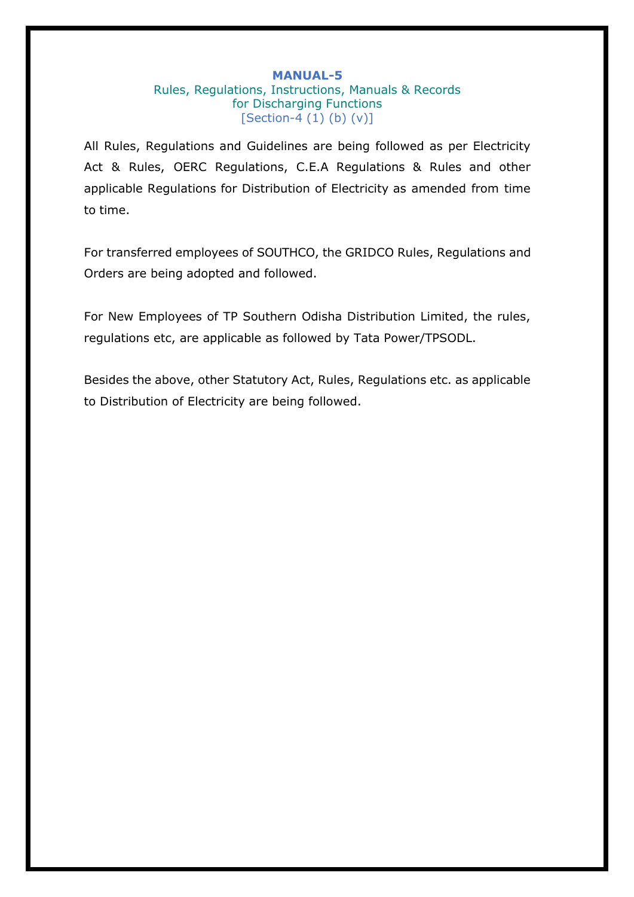# MANUAL-5

## Rules, Regulations, Instructions, Manuals & Records for Discharging Functions

[Section-4 (1) (b) (v)]

All Rules, Regulations and Guidelines are being followed as per Electricity Act & Rules, OERC Regulations, C.E.A Regulations & Rules and other applicable Regulations for Distribution of Electricity as amended from time to time.

For transferred employees of SOUTHCO, the GRIDCO Rules, Regulations and Orders are being adopted and followed.

For New Employees of TP Southern Odisha Distribution Limited, the rules, regulations etc, are applicable as followed by Tata Power/TPSODL.

Besides the above, other Statutory Act, Rules, Regulations etc. as applicable to Distribution of Electricity are being followed.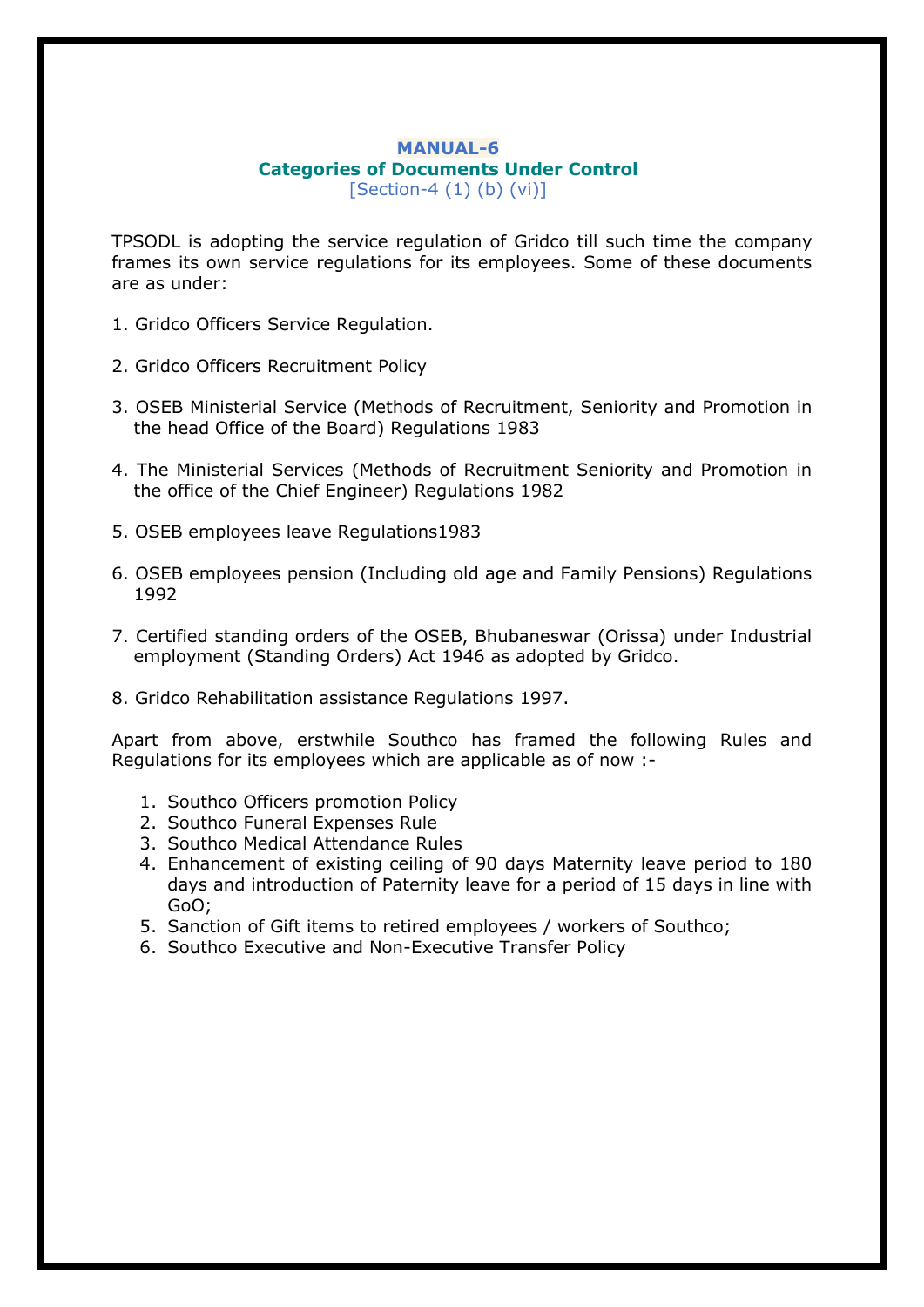# MANUAL-6

## Categories of Documents Under Control

[Section-4 (1) (b) (vi)]

TPSODL is adopting the service regulation of Gridco till such time the company frames its own service regulations for its employees. Some of these documents are as under:

1. Gridco Officers Service Regulation.
2. Gridco Officers Recruitment Policy
3. OSEB Ministerial Service (Methods of Recruitment, Seniority and Promotion in the head Office of the Board) Regulations 1983
4. The Ministerial Services (Methods of Recruitment Seniority and Promotion in the office of the Chief Engineer) Regulations 1982
5. OSEB employees leave Regulations1983
6. OSEB employees pension (Including old age and Family Pensions) Regulations 1992
7. Certified standing orders of the OSEB, Bhubaneswar (Orissa) under Industrial employment (Standing Orders) Act 1946 as adopted by Gridco.
8. Gridco Rehabilitation assistance Regulations 1997.

Apart from above, erstwhile Southco has framed the following Rules and Regulations for its employees which are applicable as of now :-

1. Southco Officers promotion Policy
2. Southco Funeral Expenses Rule
3. Southco Medical Attendance Rules
4. Enhancement of existing ceiling of 90 days Maternity leave period to 180 days and introduction of Paternity leave for a period of 15 days in line with GoO;
5. Sanction of Gift items to retired employees / workers of Southco;
6. Southco Executive and Non-Executive Transfer Policy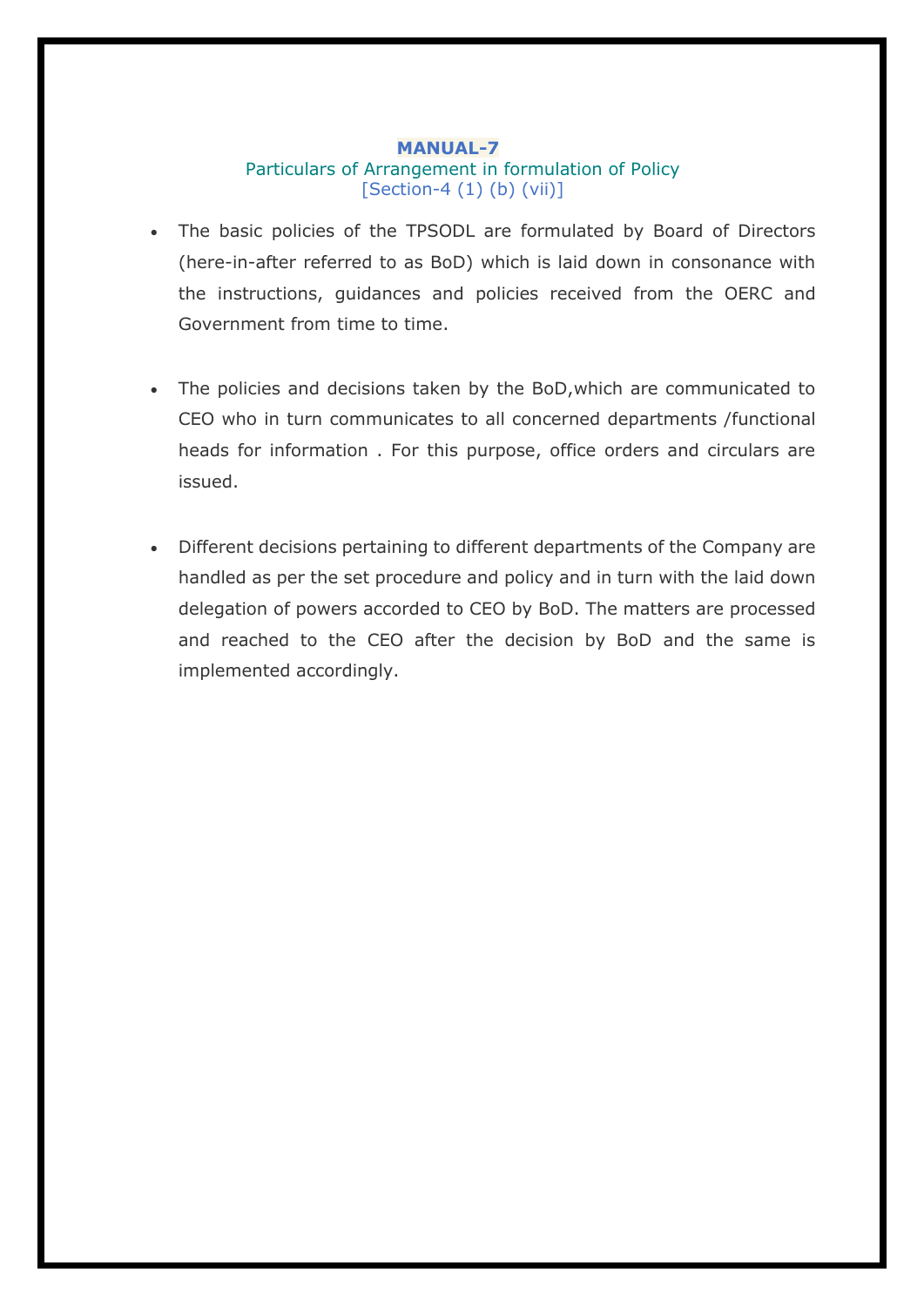## MANUAL-7

Particulars of Arrangement in formulation of Policy
[Section-4 (1) (b) (vii)]

- The basic policies of the TPSODL are formulated by Board of Directors (here-in-after referred to as BoD) which is laid down in consonance with the instructions, guidances and policies received from the OERC and Government from time to time.

- The policies and decisions taken by the BoD,which are communicated to CEO who in turn communicates to all concerned departments /functional heads for information . For this purpose, office orders and circulars are issued.

- Different decisions pertaining to different departments of the Company are handled as per the set procedure and policy and in turn with the laid down delegation of powers accorded to CEO by BoD. The matters are processed and reached to the CEO after the decision by BoD and the same is implemented accordingly.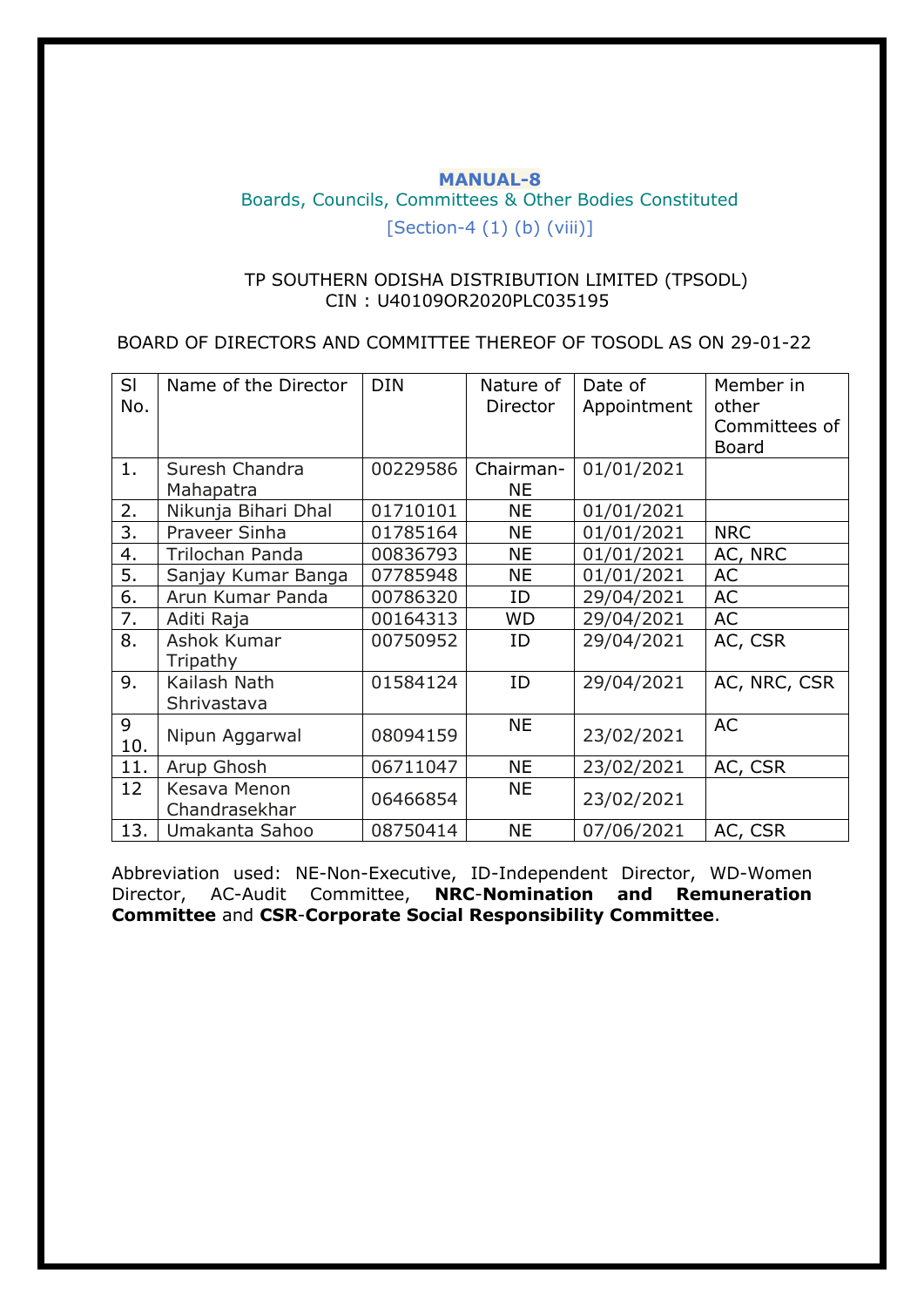# MANUAL-8

## Boards, Councils, Committees & Other Bodies Constituted

[Section-4 (1) (b) (viii)]

TP SOUTHERN ODISHA DISTRIBUTION LIMITED (TPSODL)
CIN : U40109OR2020PLC035195

BOARD OF DIRECTORS AND COMMITTEE THEREOF OF TOSODL AS ON 29-01-22

| Sl No. | Name of the Director | DIN | Nature of Director | Date of Appointment | Member in other Committees of Board |
|---|---|---|---|---|---|
| 1. | Suresh Chandra Mahapatra | 00229586 | Chairman-NE | 01/01/2021 | |
| 2. | Nikunja Bihari Dhal | 01710101 | NE | 01/01/2021 | |
| 3. | Praveer Sinha | 01785164 | NE | 01/01/2021 | NRC |
| 4. | Trilochan Panda | 00836793 | NE | 01/01/2021 | AC, NRC |
| 5. | Sanjay Kumar Banga | 07785948 | NE | 01/01/2021 | AC |
| 6. | Arun Kumar Panda | 00786320 | ID | 29/04/2021 | AC |
| 7. | Aditi Raja | 00164313 | WD | 29/04/2021 | AC |
| 8. | Ashok Kumar Tripathy | 00750952 | ID | 29/04/2021 | AC, CSR |
| 9. | Kailash Nath Shrivastava | 01584124 | ID | 29/04/2021 | AC, NRC, CSR |
| 9 10. | Nipun Aggarwal | 08094159 | NE | 23/02/2021 | AC |
| 11. | Arup Ghosh | 06711047 | NE | 23/02/2021 | AC, CSR |
| 12 | Kesava Menon Chandrasekhar | 06466854 | NE | 23/02/2021 | |
| 13. | Umakanta Sahoo | 08750414 | NE | 07/06/2021 | AC, CSR |

Abbreviation used: NE-Non-Executive, ID-Independent Director, WD-Women Director, AC-Audit Committee, **NRC**-**Nomination and Remuneration Committee** and **CSR**-**Corporate Social Responsibility Committee**.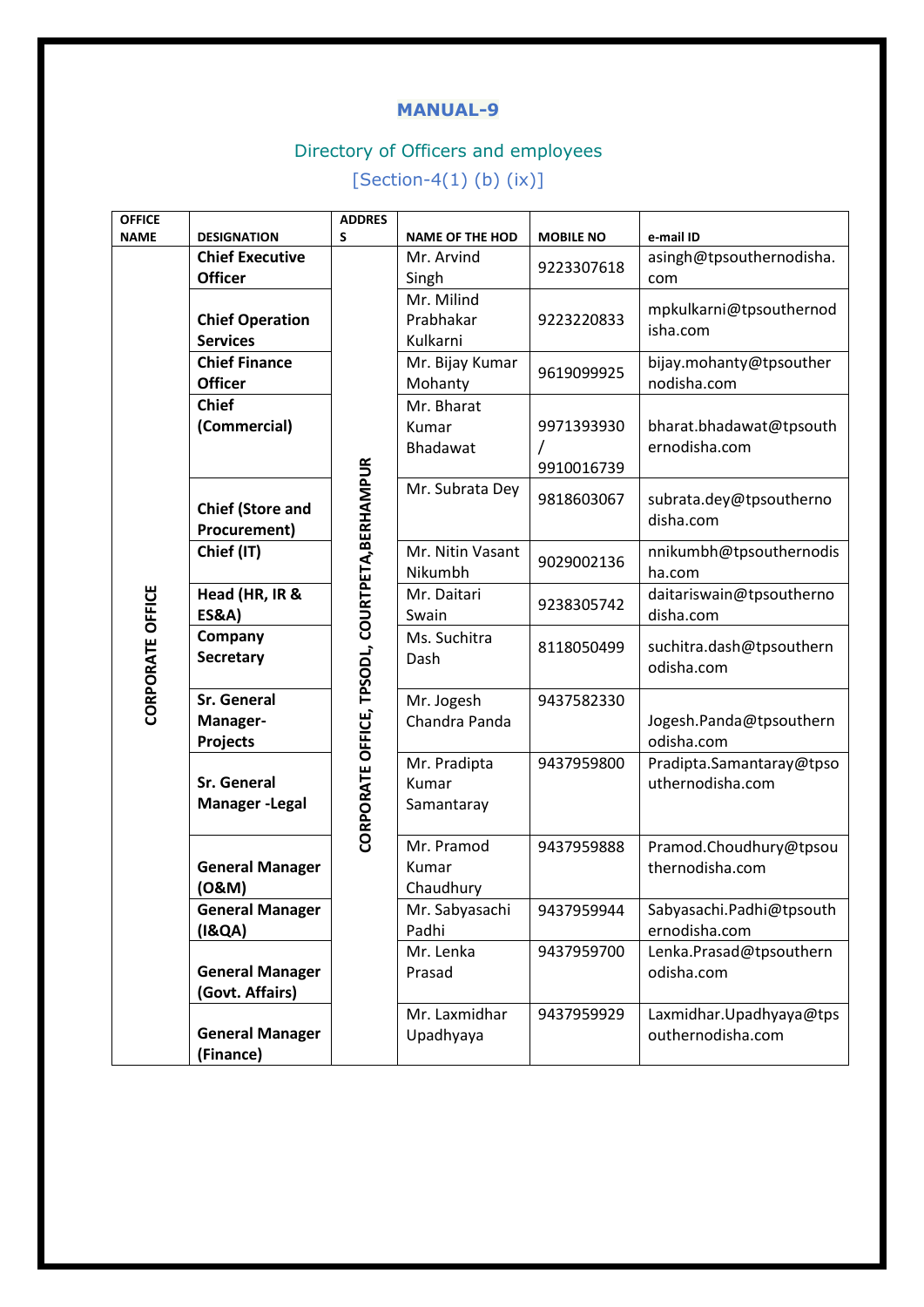## MANUAL-9

### Directory of Officers and employees

### [Section-4(1) (b) (ix)]

| OFFICE NAME | DESIGNATION | ADDRESS | NAME OF THE HOD | MOBILE NO | e-mail ID |
|---|---|---|---|---|---|
| CORPORATE OFFICE | **Chief Executive Officer** | CORPORATE OFFICE, TPSODL, COURTPETA,BERHAMPUR | Mr. Arvind Singh | 9223307618 | asingh@tpsouthernodisha.com |
| | **Chief Operation Services** | | Mr. Milind Prabhakar Kulkarni | 9223220833 | mpkulkarni@tpsouthernodisha.com |
| | **Chief Finance Officer** | | Mr. Bijay Kumar Mohanty | 9619099925 | bijay.mohanty@tpsouthernodisha.com |
| | **Chief (Commercial)** | | Mr. Bharat Kumar Bhadawat | 9971393930 / 9910016739 | bharat.bhadawat@tpsouthernodisha.com |
| | **Chief (Store and Procurement)** | | Mr. Subrata Dey | 9818603067 | subrata.dey@tpsouthernodisha.com |
| | **Chief (IT)** | | Mr. Nitin Vasant Nikumbh | 9029002136 | nnikumbh@tpsouthernodisha.com |
| | **Head (HR, IR & ES&A)** | | Mr. Daitari Swain | 9238305742 | daitariswain@tpsouthernodisha.com |
| | **Company Secretary** | | Ms. Suchitra Dash | 8118050499 | suchitra.dash@tpsouthernodisha.com |
| | **Sr. General Manager-Projects** | | Mr. Jogesh Chandra Panda | 9437582330 | Jogesh.Panda@tpsouthernodisha.com |
| | **Sr. General Manager -Legal** | | Mr. Pradipta Kumar Samantaray | 9437959800 | Pradipta.Samantaray@tpsouthernodisha.com |
| | **General Manager (O&M)** | | Mr. Pramod Kumar Chaudhury | 9437959888 | Pramod.Choudhury@tpsouthernodisha.com |
| | **General Manager (I&QA)** | | Mr. Sabyasachi Padhi | 9437959944 | Sabyasachi.Padhi@tpsouthernodisha.com |
| | **General Manager (Govt. Affairs)** | | Mr. Lenka Prasad | 9437959700 | Lenka.Prasad@tpsouthernodisha.com |
| | **General Manager (Finance)** | | Mr. Laxmidhar Upadhyaya | 9437959929 | Laxmidhar.Upadhyaya@tpsouthernodisha.com |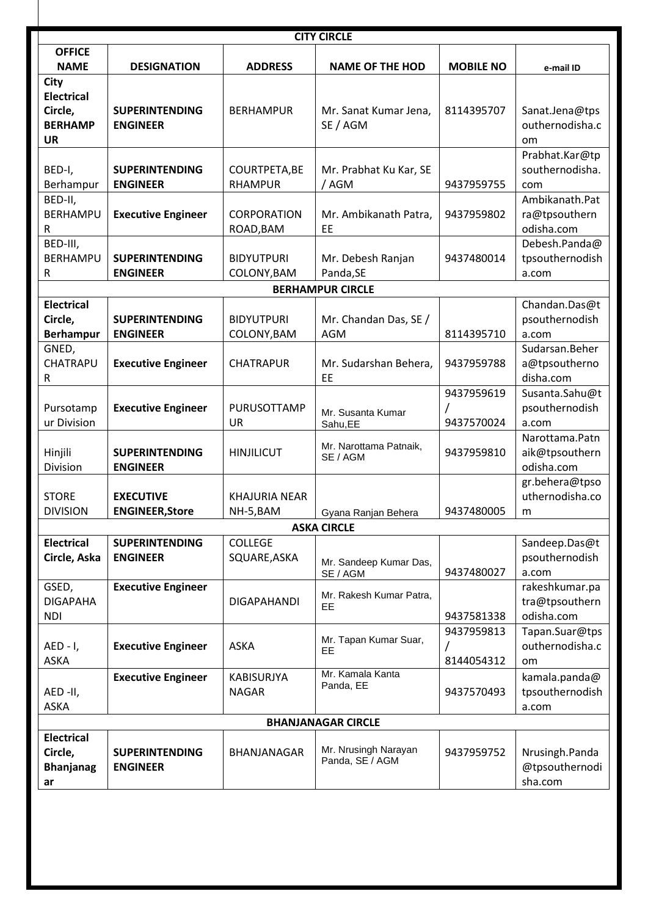| OFFICE NAME | DESIGNATION | ADDRESS | NAME OF THE HOD | MOBILE NO | e-mail ID |
|---|---|---|---|---|---|
| **CITY CIRCLE** | | | | | |
| **City Electrical Circle, BERHAMPUR** | **SUPERINTENDING ENGINEER** | BERHAMPUR | Mr. Sanat Kumar Jena, SE / AGM | 8114395707 | Sanat.Jena@tpsouthernodisha.com |
| BED-I, Berhampur | **SUPERINTENDING ENGINEER** | COURTPETA,BERHAMPUR | Mr. Prabhat Ku Kar, SE / AGM | 9437959755 | Prabhat.Kar@tpsouthernodisha.com |
| BED-II, BERHAMPUR | **Executive Engineer** | CORPORATION ROAD,BAM | Mr. Ambikanath Patra, EE | 9437959802 | Ambikanath.Patra@tpsouthernodisha.com |
| BED-III, BERHAMPUR | **SUPERINTENDING ENGINEER** | BIDYUTPURI COLONY,BAM | Mr. Debesh Ranjan Panda,SE | 9437480014 | Debesh.Panda@tpsouthernodisha.com |
| **BERHAMPUR CIRCLE** | | | | | |
| **Electrical Circle, Berhampur** | **SUPERINTENDING ENGINEER** | BIDYUTPURI COLONY,BAM | Mr. Chandan Das, SE / AGM | 8114395710 | Chandan.Das@tpsouthernodisha.com |
| GNED, CHATRAPUR | **Executive Engineer** | CHATRAPUR | Mr. Sudarshan Behera, EE | 9437959788 | Sudarsan.Behera@tpsouthernodisha.com |
| Pursotampur Division | **Executive Engineer** | PURUSOTTAMPUR | Mr. Susanta Kumar Sahu,EE | 9437959619 / 9437570024 | Susanta.Sahu@tpsouthernodisha.com |
| Hinjili Division | **SUPERINTENDING ENGINEER** | HINJILICUT | Mr. Narottama Patnaik, SE / AGM | 9437959810 | Narottama.Patnaik@tpsouthernodisha.com |
| STORE DIVISION | **EXECUTIVE ENGINEER,Store** | KHAJURIA NEAR NH-5,BAM | Gyana Ranjan Behera | 9437480005 | gr.behera@tpsouthernodisha.com |
| **ASKA CIRCLE** | | | | | |
| **Electrical Circle, Aska** | **SUPERINTENDING ENGINEER** | COLLEGE SQUARE,ASKA | Mr. Sandeep Kumar Das, SE / AGM | 9437480027 | Sandeep.Das@tpsouthernodisha.com |
| GSED, DIGAPAHANDI | **Executive Engineer** | DIGAPAHANDI | Mr. Rakesh Kumar Patra, EE | 9437581338 | rakeshkumar.patra@tpsouthernodisha.com |
| AED - I, ASKA | **Executive Engineer** | ASKA | Mr. Tapan Kumar Suar, EE | 9437959813 / 8144054312 | Tapan.Suar@tpsouthernodisha.com |
| AED -II, ASKA | **Executive Engineer** | KABISURJYA NAGAR | Mr. Kamala Kanta Panda, EE | 9437570493 | kamala.panda@tpsouthernodisha.com |
| **BHANJANAGAR CIRCLE** | | | | | |
| **Electrical Circle, Bhanjanagar** | **SUPERINTENDING ENGINEER** | BHANJANAGAR | Mr. Nrusingh Narayan Panda, SE / AGM | 9437959752 | Nrusingh.Panda@tpsouthernodisha.com |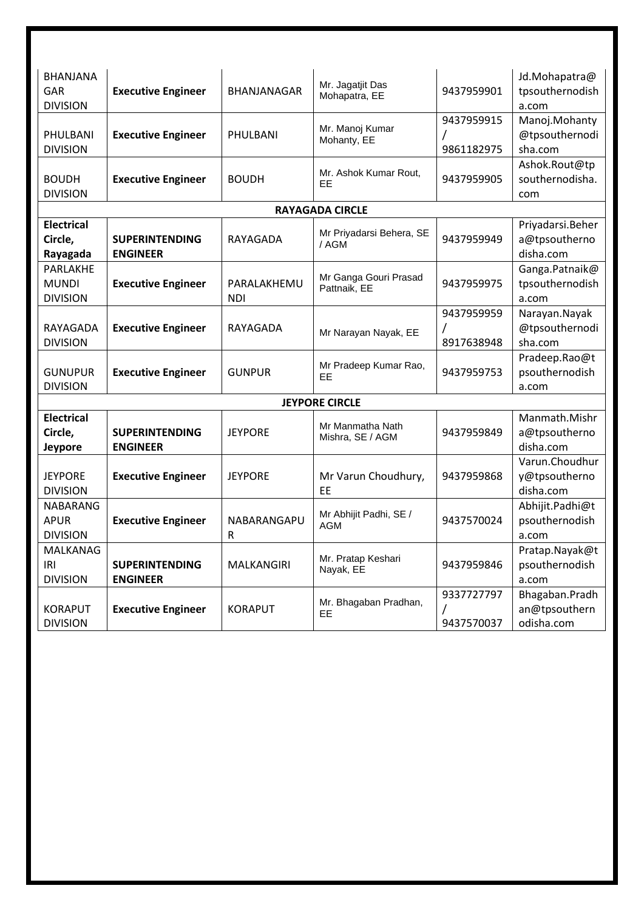| | | | | | |
|---|---|---|---|---|---|
| BHANJANAGAR DIVISION | **Executive Engineer** | BHANJANAGAR | Mr. Jagatjit Das Mohapatra, EE | 9437959901 | Jd.Mohapatra@tpsouthernodisha.com |
| PHULBANI DIVISION | **Executive Engineer** | PHULBANI | Mr. Manoj Kumar Mohanty, EE | 9437959915 / 9861182975 | Manoj.Mohanty@tpsouthernodisha.com |
| BOUDH DIVISION | **Executive Engineer** | BOUDH | Mr. Ashok Kumar Rout, EE | 9437959905 | Ashok.Rout@tpsouthernodisha.com |
| **RAYAGADA CIRCLE** | | | | | |
| **Electrical Circle, Rayagada** | **SUPERINTENDING ENGINEER** | RAYAGADA | Mr Priyadarsi Behera, SE / AGM | 9437959949 | Priyadarsi.Behera@tpsouthernodisha.com |
| PARLAKHEMUNDI DIVISION | **Executive Engineer** | PARALAKHEMUNDI | Mr Ganga Gouri Prasad Pattnaik, EE | 9437959975 | Ganga.Patnaik@tpsouthernodisha.com |
| RAYAGADA DIVISION | **Executive Engineer** | RAYAGADA | Mr Narayan Nayak, EE | 9437959959 / 8917638948 | Narayan.Nayak@tpsouthernodisha.com |
| GUNUPUR DIVISION | **Executive Engineer** | GUNPUR | Mr Pradeep Kumar Rao, EE | 9437959753 | Pradeep.Rao@tpsouthernodisha.com |
| **JEYPORE CIRCLE** | | | | | |
| **Electrical Circle, Jeypore** | **SUPERINTENDING ENGINEER** | JEYPORE | Mr Manmatha Nath Mishra, SE / AGM | 9437959849 | Manmath.Mishra@tpsouthernodisha.com |
| JEYPORE DIVISION | **Executive Engineer** | JEYPORE | Mr Varun Choudhury, EE | 9437959868 | Varun.Choudhury@tpsouthernodisha.com |
| NABARANGAPUR DIVISION | **Executive Engineer** | NABARANGAPUR | Mr Abhijit Padhi, SE / AGM | 9437570024 | Abhijit.Padhi@tpsouthernodisha.com |
| MALKANAGIRI DIVISION | **SUPERINTENDING ENGINEER** | MALKANGIRI | Mr. Pratap Keshari Nayak, EE | 9437959846 | Pratap.Nayak@tpsouthernodisha.com |
| KORAPUT DIVISION | **Executive Engineer** | KORAPUT | Mr. Bhagaban Pradhan, EE | 9337727797 / 9437570037 | Bhagaban.Pradhan@tpsouthernodisha.com |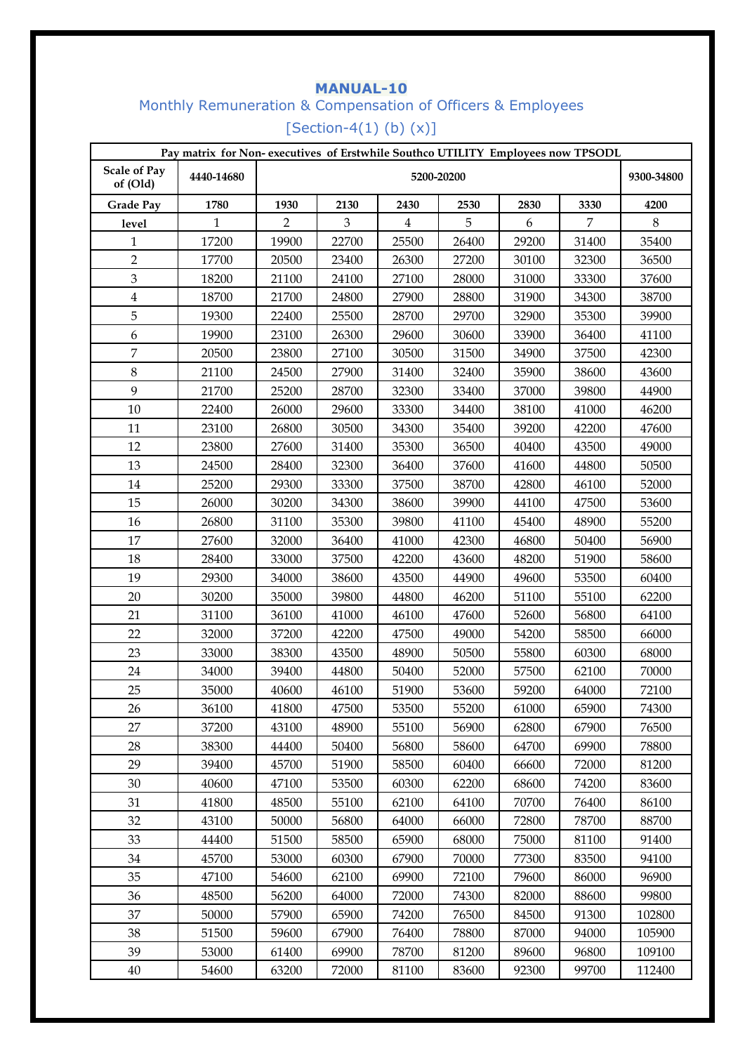## MANUAL-10

### Monthly Remuneration & Compensation of Officers & Employees

### [Section-4(1) (b) (x)]

| Pay matrix for Non- executives of Erstwhile Southco UTILITY Employees now TPSODL | | | | | | | | |
|---|---|---|---|---|---|---|---|---|
| **Scale of Pay of (Old)** | **4440-14680** | **5200-20200** | | | | | | **9300-34800** |
| **Grade Pay** | **1780** | **1930** | **2130** | **2430** | **2530** | **2830** | **3330** | **4200** |
| **level** | 1 | 2 | 3 | 4 | 5 | 6 | 7 | 8 |
| 1 | 17200 | 19900 | 22700 | 25500 | 26400 | 29200 | 31400 | 35400 |
| 2 | 17700 | 20500 | 23400 | 26300 | 27200 | 30100 | 32300 | 36500 |
| 3 | 18200 | 21100 | 24100 | 27100 | 28000 | 31000 | 33300 | 37600 |
| 4 | 18700 | 21700 | 24800 | 27900 | 28800 | 31900 | 34300 | 38700 |
| 5 | 19300 | 22400 | 25500 | 28700 | 29700 | 32900 | 35300 | 39900 |
| 6 | 19900 | 23100 | 26300 | 29600 | 30600 | 33900 | 36400 | 41100 |
| 7 | 20500 | 23800 | 27100 | 30500 | 31500 | 34900 | 37500 | 42300 |
| 8 | 21100 | 24500 | 27900 | 31400 | 32400 | 35900 | 38600 | 43600 |
| 9 | 21700 | 25200 | 28700 | 32300 | 33400 | 37000 | 39800 | 44900 |
| 10 | 22400 | 26000 | 29600 | 33300 | 34400 | 38100 | 41000 | 46200 |
| 11 | 23100 | 26800 | 30500 | 34300 | 35400 | 39200 | 42200 | 47600 |
| 12 | 23800 | 27600 | 31400 | 35300 | 36500 | 40400 | 43500 | 49000 |
| 13 | 24500 | 28400 | 32300 | 36400 | 37600 | 41600 | 44800 | 50500 |
| 14 | 25200 | 29300 | 33300 | 37500 | 38700 | 42800 | 46100 | 52000 |
| 15 | 26000 | 30200 | 34300 | 38600 | 39900 | 44100 | 47500 | 53600 |
| 16 | 26800 | 31100 | 35300 | 39800 | 41100 | 45400 | 48900 | 55200 |
| 17 | 27600 | 32000 | 36400 | 41000 | 42300 | 46800 | 50400 | 56900 |
| 18 | 28400 | 33000 | 37500 | 42200 | 43600 | 48200 | 51900 | 58600 |
| 19 | 29300 | 34000 | 38600 | 43500 | 44900 | 49600 | 53500 | 60400 |
| 20 | 30200 | 35000 | 39800 | 44800 | 46200 | 51100 | 55100 | 62200 |
| 21 | 31100 | 36100 | 41000 | 46100 | 47600 | 52600 | 56800 | 64100 |
| 22 | 32000 | 37200 | 42200 | 47500 | 49000 | 54200 | 58500 | 66000 |
| 23 | 33000 | 38300 | 43500 | 48900 | 50500 | 55800 | 60300 | 68000 |
| 24 | 34000 | 39400 | 44800 | 50400 | 52000 | 57500 | 62100 | 70000 |
| 25 | 35000 | 40600 | 46100 | 51900 | 53600 | 59200 | 64000 | 72100 |
| 26 | 36100 | 41800 | 47500 | 53500 | 55200 | 61000 | 65900 | 74300 |
| 27 | 37200 | 43100 | 48900 | 55100 | 56900 | 62800 | 67900 | 76500 |
| 28 | 38300 | 44400 | 50400 | 56800 | 58600 | 64700 | 69900 | 78800 |
| 29 | 39400 | 45700 | 51900 | 58500 | 60400 | 66600 | 72000 | 81200 |
| 30 | 40600 | 47100 | 53500 | 60300 | 62200 | 68600 | 74200 | 83600 |
| 31 | 41800 | 48500 | 55100 | 62100 | 64100 | 70700 | 76400 | 86100 |
| 32 | 43100 | 50000 | 56800 | 64000 | 66000 | 72800 | 78700 | 88700 |
| 33 | 44400 | 51500 | 58500 | 65900 | 68000 | 75000 | 81100 | 91400 |
| 34 | 45700 | 53000 | 60300 | 67900 | 70000 | 77300 | 83500 | 94100 |
| 35 | 47100 | 54600 | 62100 | 69900 | 72100 | 79600 | 86000 | 96900 |
| 36 | 48500 | 56200 | 64000 | 72000 | 74300 | 82000 | 88600 | 99800 |
| 37 | 50000 | 57900 | 65900 | 74200 | 76500 | 84500 | 91300 | 102800 |
| 38 | 51500 | 59600 | 67900 | 76400 | 78800 | 87000 | 94000 | 105900 |
| 39 | 53000 | 61400 | 69900 | 78700 | 81200 | 89600 | 96800 | 109100 |
| 40 | 54600 | 63200 | 72000 | 81100 | 83600 | 92300 | 99700 | 112400 |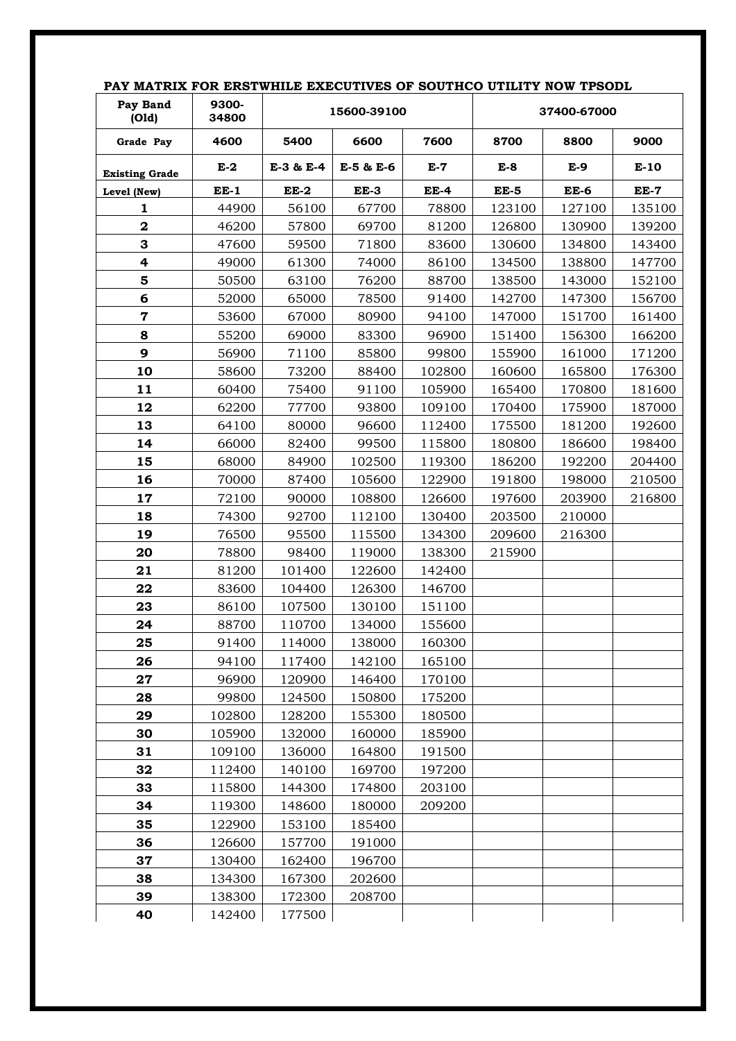**PAY MATRIX FOR ERSTWHILE EXECUTIVES OF SOUTHCO UTILITY NOW TPSODL**

| Pay Band (Old) | 9300-34800 | 15600-39100 | | | 37400-67000 | | |
|---|---|---|---|---|---|---|---|
| **Grade Pay** | **4600** | **5400** | **6600** | **7600** | **8700** | **8800** | **9000** |
| **Existing Grade** | **E-2** | **E-3 & E-4** | **E-5 & E-6** | **E-7** | **E-8** | **E-9** | **E-10** |
| **Level (New)** | **EE-1** | **EE-2** | **EE-3** | **EE-4** | **EE-5** | **EE-6** | **EE-7** |
| **1** | 44900 | 56100 | 67700 | 78800 | 123100 | 127100 | 135100 |
| **2** | 46200 | 57800 | 69700 | 81200 | 126800 | 130900 | 139200 |
| **3** | 47600 | 59500 | 71800 | 83600 | 130600 | 134800 | 143400 |
| **4** | 49000 | 61300 | 74000 | 86100 | 134500 | 138800 | 147700 |
| **5** | 50500 | 63100 | 76200 | 88700 | 138500 | 143000 | 152100 |
| **6** | 52000 | 65000 | 78500 | 91400 | 142700 | 147300 | 156700 |
| **7** | 53600 | 67000 | 80900 | 94100 | 147000 | 151700 | 161400 |
| **8** | 55200 | 69000 | 83300 | 96900 | 151400 | 156300 | 166200 |
| **9** | 56900 | 71100 | 85800 | 99800 | 155900 | 161000 | 171200 |
| **10** | 58600 | 73200 | 88400 | 102800 | 160600 | 165800 | 176300 |
| **11** | 60400 | 75400 | 91100 | 105900 | 165400 | 170800 | 181600 |
| **12** | 62200 | 77700 | 93800 | 109100 | 170400 | 175900 | 187000 |
| **13** | 64100 | 80000 | 96600 | 112400 | 175500 | 181200 | 192600 |
| **14** | 66000 | 82400 | 99500 | 115800 | 180800 | 186600 | 198400 |
| **15** | 68000 | 84900 | 102500 | 119300 | 186200 | 192200 | 204400 |
| **16** | 70000 | 87400 | 105600 | 122900 | 191800 | 198000 | 210500 |
| **17** | 72100 | 90000 | 108800 | 126600 | 197600 | 203900 | 216800 |
| **18** | 74300 | 92700 | 112100 | 130400 | 203500 | 210000 | |
| **19** | 76500 | 95500 | 115500 | 134300 | 209600 | 216300 | |
| **20** | 78800 | 98400 | 119000 | 138300 | 215900 | | |
| **21** | 81200 | 101400 | 122600 | 142400 | | | |
| **22** | 83600 | 104400 | 126300 | 146700 | | | |
| **23** | 86100 | 107500 | 130100 | 151100 | | | |
| **24** | 88700 | 110700 | 134000 | 155600 | | | |
| **25** | 91400 | 114000 | 138000 | 160300 | | | |
| **26** | 94100 | 117400 | 142100 | 165100 | | | |
| **27** | 96900 | 120900 | 146400 | 170100 | | | |
| **28** | 99800 | 124500 | 150800 | 175200 | | | |
| **29** | 102800 | 128200 | 155300 | 180500 | | | |
| **30** | 105900 | 132000 | 160000 | 185900 | | | |
| **31** | 109100 | 136000 | 164800 | 191500 | | | |
| **32** | 112400 | 140100 | 169700 | 197200 | | | |
| **33** | 115800 | 144300 | 174800 | 203100 | | | |
| **34** | 119300 | 148600 | 180000 | 209200 | | | |
| **35** | 122900 | 153100 | 185400 | | | | |
| **36** | 126600 | 157700 | 191000 | | | | |
| **37** | 130400 | 162400 | 196700 | | | | |
| **38** | 134300 | 167300 | 202600 | | | | |
| **39** | 138300 | 172300 | 208700 | | | | |
| **40** | 142400 | 177500 | | | | | |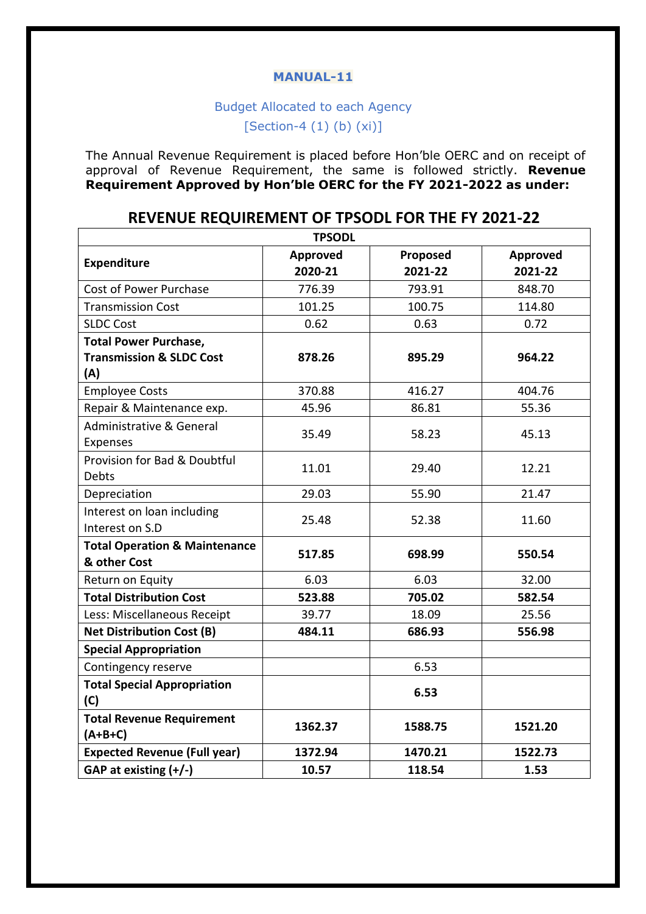## MANUAL-11

### Budget Allocated to each Agency

### [Section-4 (1) (b) (xi)]

The Annual Revenue Requirement is placed before Hon'ble OERC and on receipt of approval of Revenue Requirement, the same is followed strictly. **Revenue Requirement Approved by Hon'ble OERC for the FY 2021-2022 as under:**

## REVENUE REQUIREMENT OF TPSODL FOR THE FY 2021-22

| TPSODL | | | |
|---|---|---|---|
| **Expenditure** | **Approved 2020-21** | **Proposed 2021-22** | **Approved 2021-22** |
| Cost of Power Purchase | 776.39 | 793.91 | 848.70 |
| Transmission Cost | 101.25 | 100.75 | 114.80 |
| SLDC Cost | 0.62 | 0.63 | 0.72 |
| **Total Power Purchase, Transmission & SLDC Cost (A)** | **878.26** | **895.29** | **964.22** |
| Employee Costs | 370.88 | 416.27 | 404.76 |
| Repair & Maintenance exp. | 45.96 | 86.81 | 55.36 |
| Administrative & General Expenses | 35.49 | 58.23 | 45.13 |
| Provision for Bad & Doubtful Debts | 11.01 | 29.40 | 12.21 |
| Depreciation | 29.03 | 55.90 | 21.47 |
| Interest on loan including Interest on S.D | 25.48 | 52.38 | 11.60 |
| **Total Operation & Maintenance & other Cost** | **517.85** | **698.99** | **550.54** |
| Return on Equity | 6.03 | 6.03 | 32.00 |
| **Total Distribution Cost** | **523.88** | **705.02** | **582.54** |
| Less: Miscellaneous Receipt | 39.77 | 18.09 | 25.56 |
| **Net Distribution Cost (B)** | **484.11** | **686.93** | **556.98** |
| **Special Appropriation** | | | |
| Contingency reserve | | 6.53 | |
| **Total Special Appropriation (C)** | | **6.53** | |
| **Total Revenue Requirement (A+B+C)** | **1362.37** | **1588.75** | **1521.20** |
| **Expected Revenue (Full year)** | **1372.94** | **1470.21** | **1522.73** |
| **GAP at existing (+/-)** | **10.57** | **118.54** | **1.53** |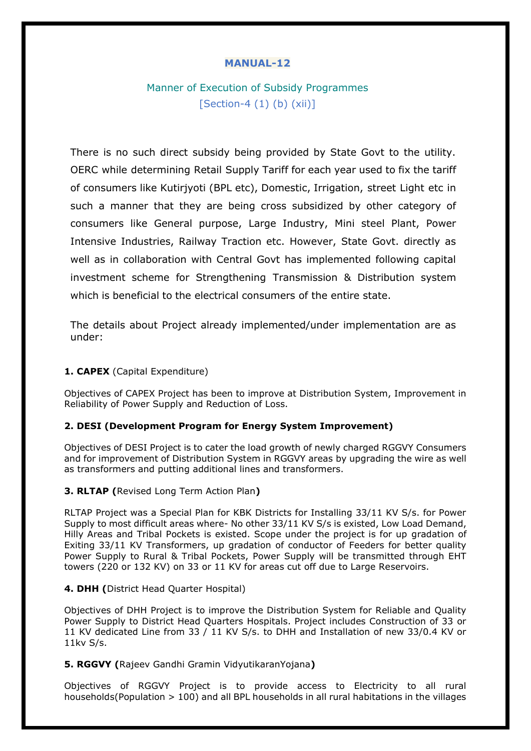# MANUAL-12

## Manner of Execution of Subsidy Programmes
[Section-4 (1) (b) (xii)]

There is no such direct subsidy being provided by State Govt to the utility. OERC while determining Retail Supply Tariff for each year used to fix the tariff of consumers like Kutirjyoti (BPL etc), Domestic, Irrigation, street Light etc in such a manner that they are being cross subsidized by other category of consumers like General purpose, Large Industry, Mini steel Plant, Power Intensive Industries, Railway Traction etc. However, State Govt. directly as well as in collaboration with Central Govt has implemented following capital investment scheme for Strengthening Transmission & Distribution system which is beneficial to the electrical consumers of the entire state.

The details about Project already implemented/under implementation are as under:

**1. CAPEX** (Capital Expenditure)

Objectives of CAPEX Project has been to improve at Distribution System, Improvement in Reliability of Power Supply and Reduction of Loss.

**2. DESI (Development Program for Energy System Improvement)**

Objectives of DESI Project is to cater the load growth of newly charged RGGVY Consumers and for improvement of Distribution System in RGGVY areas by upgrading the wire as well as transformers and putting additional lines and transformers.

**3. RLTAP (**Revised Long Term Action Plan**)**

RLTAP Project was a Special Plan for KBK Districts for Installing 33/11 KV S/s. for Power Supply to most difficult areas where- No other 33/11 KV S/s is existed, Low Load Demand, Hilly Areas and Tribal Pockets is existed. Scope under the project is for up gradation of Exiting 33/11 KV Transformers, up gradation of conductor of Feeders for better quality Power Supply to Rural & Tribal Pockets, Power Supply will be transmitted through EHT towers (220 or 132 KV) on 33 or 11 KV for areas cut off due to Large Reservoirs.

**4. DHH (**District Head Quarter Hospital)

Objectives of DHH Project is to improve the Distribution System for Reliable and Quality Power Supply to District Head Quarters Hospitals. Project includes Construction of 33 or 11 KV dedicated Line from 33 / 11 KV S/s. to DHH and Installation of new 33/0.4 KV or 11kv S/s.

**5. RGGVY (**Rajeev Gandhi Gramin VidyutikaranYojana**)**

Objectives of RGGVY Project is to provide access to Electricity to all rural households(Population > 100) and all BPL households in all rural habitations in the villages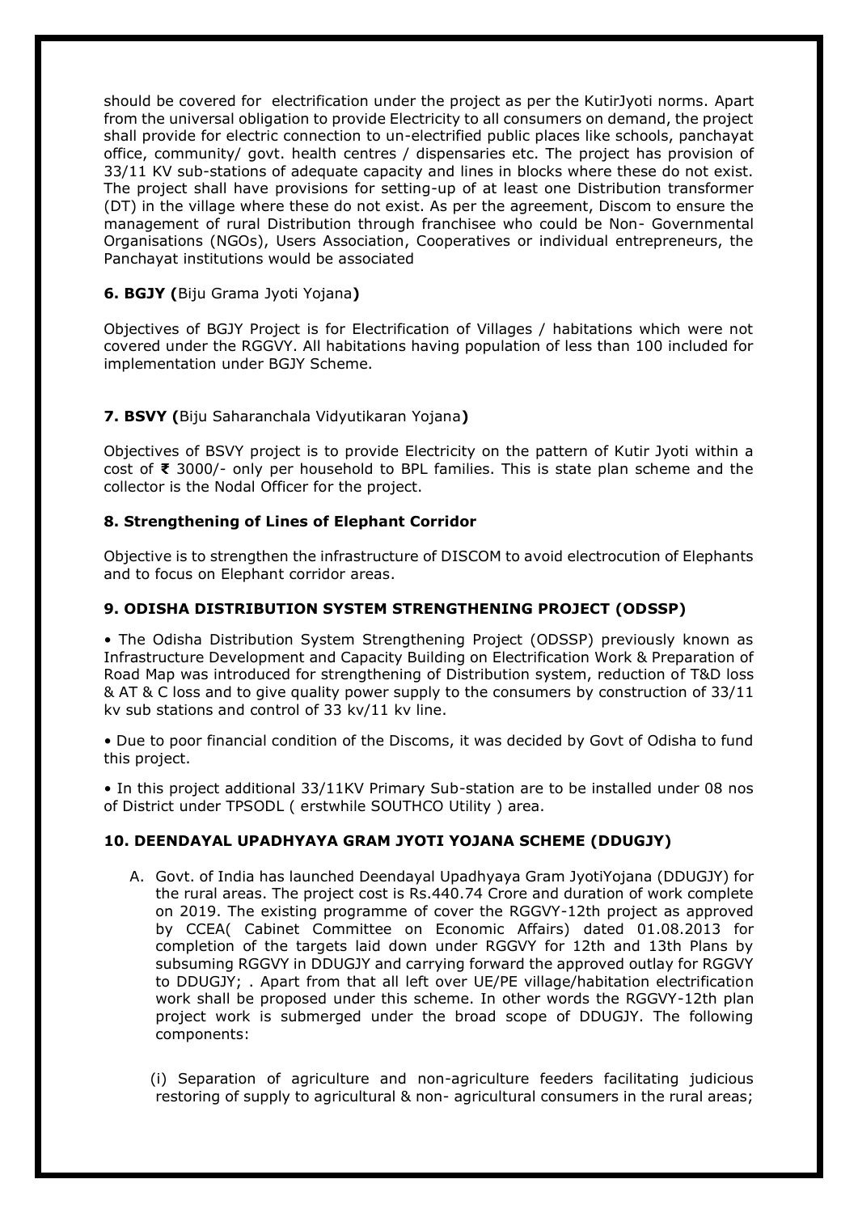should be covered for electrification under the project as per the KutirJyoti norms. Apart from the universal obligation to provide Electricity to all consumers on demand, the project shall provide for electric connection to un-electrified public places like schools, panchayat office, community/ govt. health centres / dispensaries etc. The project has provision of 33/11 KV sub-stations of adequate capacity and lines in blocks where these do not exist. The project shall have provisions for setting-up of at least one Distribution transformer (DT) in the village where these do not exist. As per the agreement, Discom to ensure the management of rural Distribution through franchisee who could be Non- Governmental Organisations (NGOs), Users Association, Cooperatives or individual entrepreneurs, the Panchayat institutions would be associated

**6. BGJY (**Biju Grama Jyoti Yojana**)**

Objectives of BGJY Project is for Electrification of Villages / habitations which were not covered under the RGGVY. All habitations having population of less than 100 included for implementation under BGJY Scheme.

**7. BSVY (**Biju Saharanchala Vidyutikaran Yojana**)**

Objectives of BSVY project is to provide Electricity on the pattern of Kutir Jyoti within a cost of **₹** 3000/- only per household to BPL families. This is state plan scheme and the collector is the Nodal Officer for the project.

**8. Strengthening of Lines of Elephant Corridor**

Objective is to strengthen the infrastructure of DISCOM to avoid electrocution of Elephants and to focus on Elephant corridor areas.

**9. ODISHA DISTRIBUTION SYSTEM STRENGTHENING PROJECT (ODSSP)**

• The Odisha Distribution System Strengthening Project (ODSSP) previously known as Infrastructure Development and Capacity Building on Electrification Work & Preparation of Road Map was introduced for strengthening of Distribution system, reduction of T&D loss & AT & C loss and to give quality power supply to the consumers by construction of 33/11 kv sub stations and control of 33 kv/11 kv line.

• Due to poor financial condition of the Discoms, it was decided by Govt of Odisha to fund this project.

• In this project additional 33/11KV Primary Sub-station are to be installed under 08 nos of District under TPSODL ( erstwhile SOUTHCO Utility ) area.

**10. DEENDAYAL UPADHYAYA GRAM JYOTI YOJANA SCHEME (DDUGJY)**

A. Govt. of India has launched Deendayal Upadhyaya Gram JyotiYojana (DDUGJY) for the rural areas. The project cost is Rs.440.74 Crore and duration of work complete on 2019. The existing programme of cover the RGGVY-12th project as approved by CCEA( Cabinet Committee on Economic Affairs) dated 01.08.2013 for completion of the targets laid down under RGGVY for 12th and 13th Plans by subsuming RGGVY in DDUGJY and carrying forward the approved outlay for RGGVY to DDUGJY; . Apart from that all left over UE/PE village/habitation electrification work shall be proposed under this scheme. In other words the RGGVY-12th plan project work is submerged under the broad scope of DDUGJY. The following components:

(i) Separation of agriculture and non-agriculture feeders facilitating judicious restoring of supply to agricultural & non- agricultural consumers in the rural areas;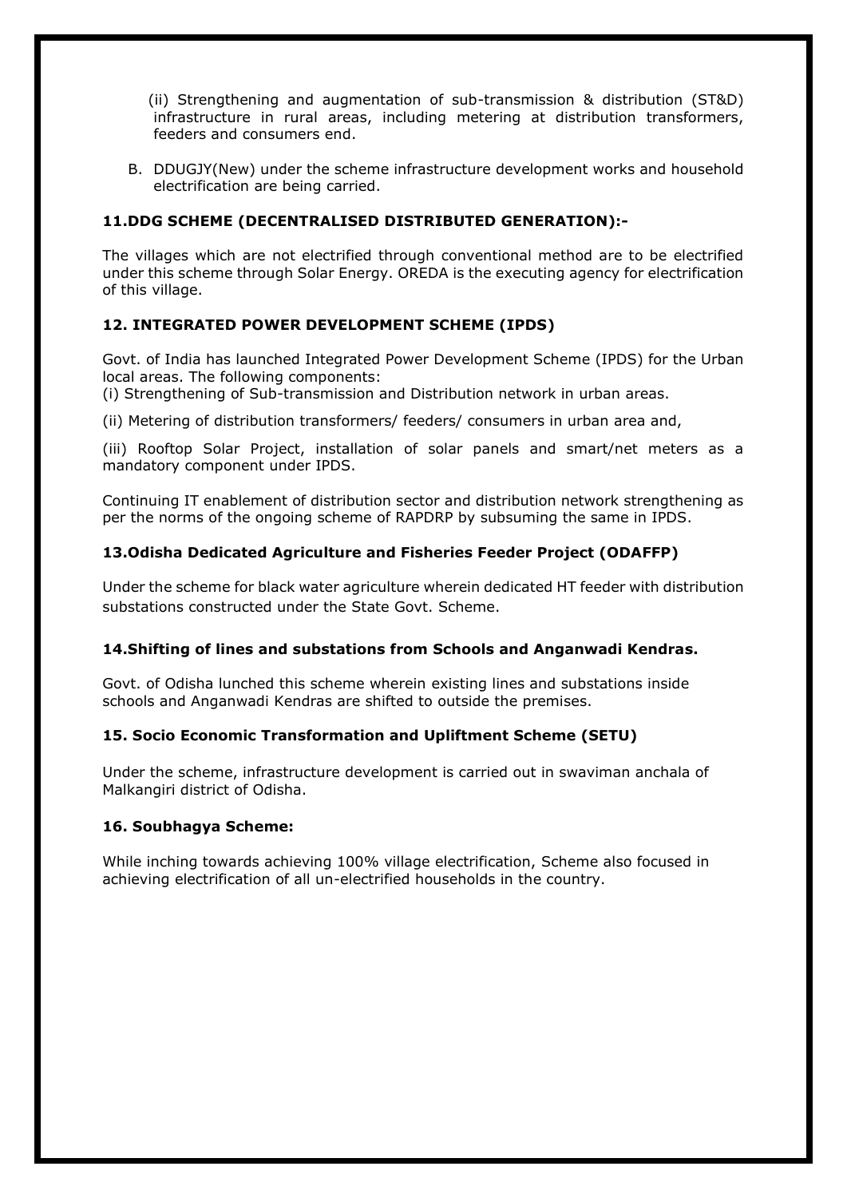(ii) Strengthening and augmentation of sub-transmission & distribution (ST&D) infrastructure in rural areas, including metering at distribution transformers, feeders and consumers end.

B. DDUGJY(New) under the scheme infrastructure development works and household electrification are being carried.

### 11.DDG SCHEME (DECENTRALISED DISTRIBUTED GENERATION):-

The villages which are not electrified through conventional method are to be electrified under this scheme through Solar Energy. OREDA is the executing agency for electrification of this village.

### 12. INTEGRATED POWER DEVELOPMENT SCHEME (IPDS)

Govt. of India has launched Integrated Power Development Scheme (IPDS) for the Urban local areas. The following components:

(i) Strengthening of Sub-transmission and Distribution network in urban areas.

(ii) Metering of distribution transformers/ feeders/ consumers in urban area and,

(iii) Rooftop Solar Project, installation of solar panels and smart/net meters as a mandatory component under IPDS.

Continuing IT enablement of distribution sector and distribution network strengthening as per the norms of the ongoing scheme of RAPDRP by subsuming the same in IPDS.

### 13.Odisha Dedicated Agriculture and Fisheries Feeder Project (ODAFFP)

Under the scheme for black water agriculture wherein dedicated HT feeder with distribution substations constructed under the State Govt. Scheme.

### 14.Shifting of lines and substations from Schools and Anganwadi Kendras.

Govt. of Odisha lunched this scheme wherein existing lines and substations inside schools and Anganwadi Kendras are shifted to outside the premises.

### 15. Socio Economic Transformation and Upliftment Scheme (SETU)

Under the scheme, infrastructure development is carried out in swaviman anchala of Malkangiri district of Odisha.

### 16. Soubhagya Scheme:

While inching towards achieving 100% village electrification, Scheme also focused in achieving electrification of all un-electrified households in the country.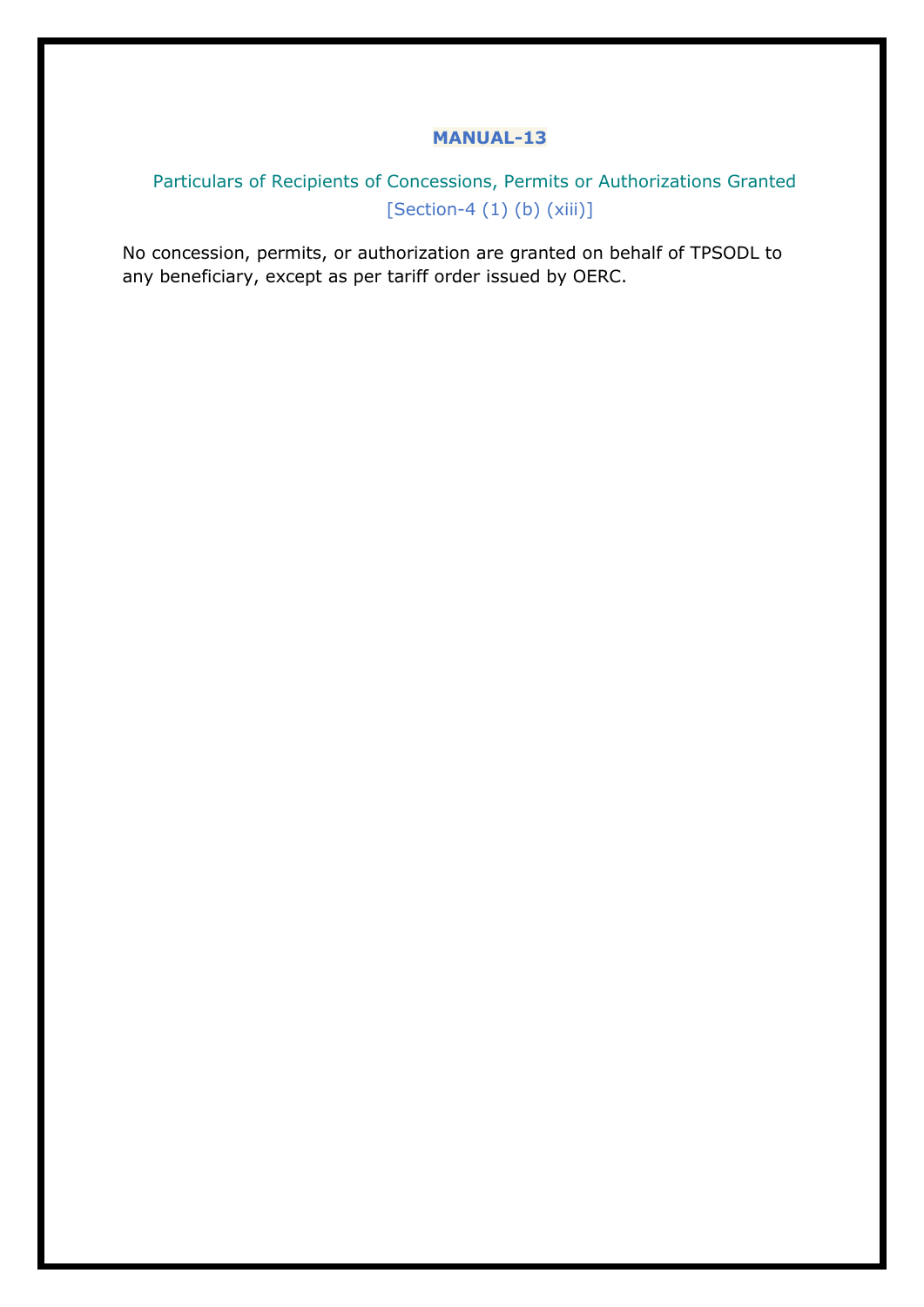# MANUAL-13

## Particulars of Recipients of Concessions, Permits or Authorizations Granted

[Section-4 (1) (b) (xiii)]

No concession, permits, or authorization are granted on behalf of TPSODL to any beneficiary, except as per tariff order issued by OERC.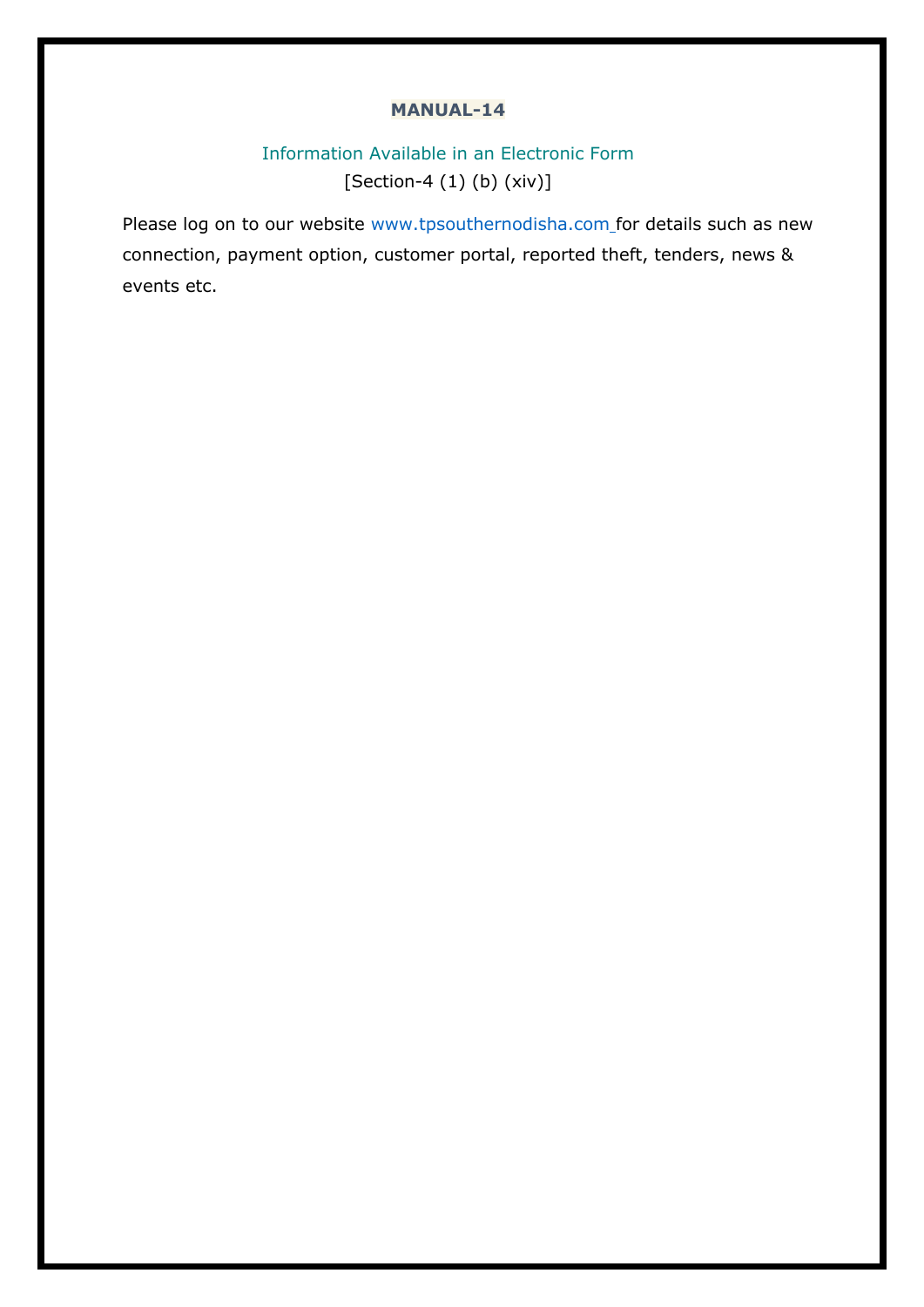**MANUAL-14**

Information Available in an Electronic Form
[Section-4 (1) (b) (xiv)]

Please log on to our website www.tpsouthernodisha.com for details such as new connection, payment option, customer portal, reported theft, tenders, news & events etc.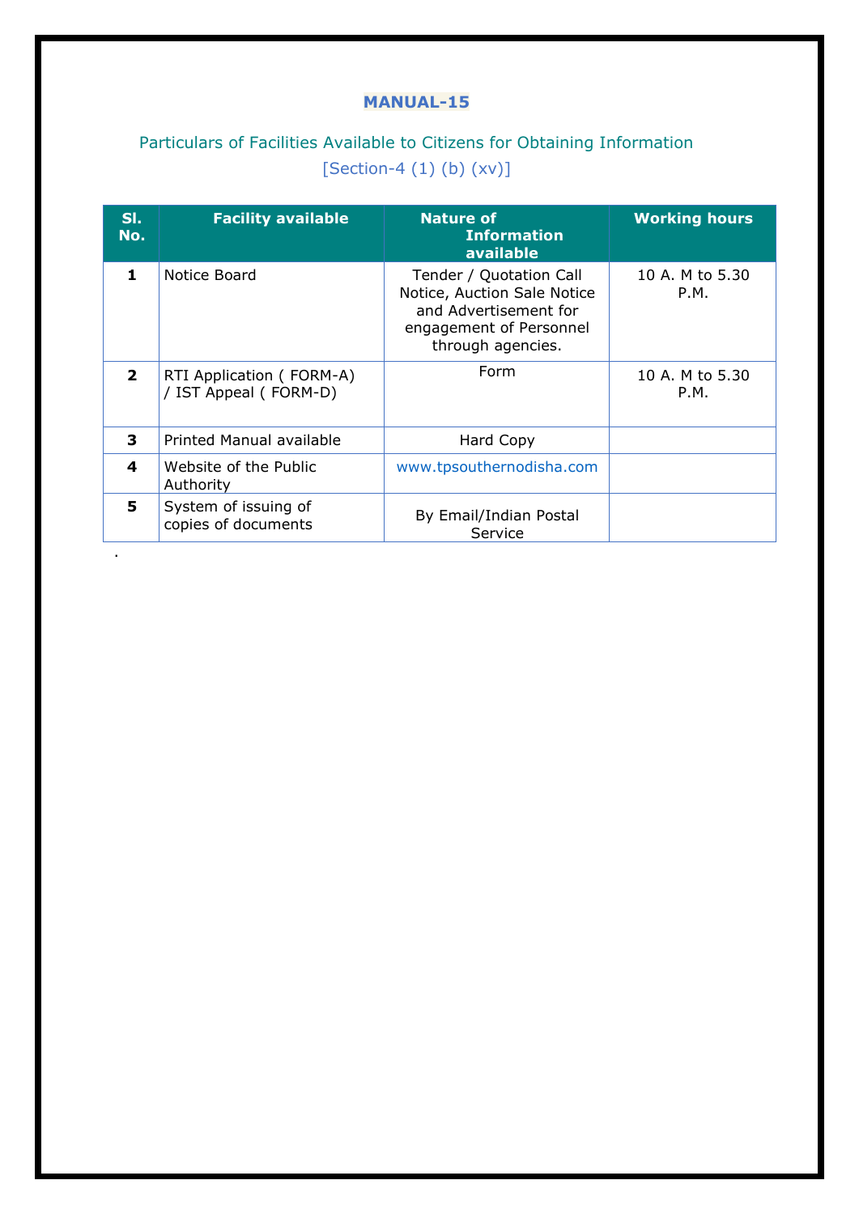# MANUAL-15

## Particulars of Facilities Available to Citizens for Obtaining Information

[Section-4 (1) (b) (xv)]

| Sl. No. | Facility available | Nature of Information available | Working hours |
|---|---|---|---|
| 1 | Notice Board | Tender / Quotation Call Notice, Auction Sale Notice and Advertisement for engagement of Personnel through agencies. | 10 A. M to 5.30 P.M. |
| 2 | RTI Application ( FORM-A) / IST Appeal ( FORM-D) | Form | 10 A. M to 5.30 P.M. |
| 3 | Printed Manual available | Hard Copy | |
| 4 | Website of the Public Authority | www.tpsouthernodisha.com | |
| 5 | System of issuing of copies of documents | By Email/Indian Postal Service | |

.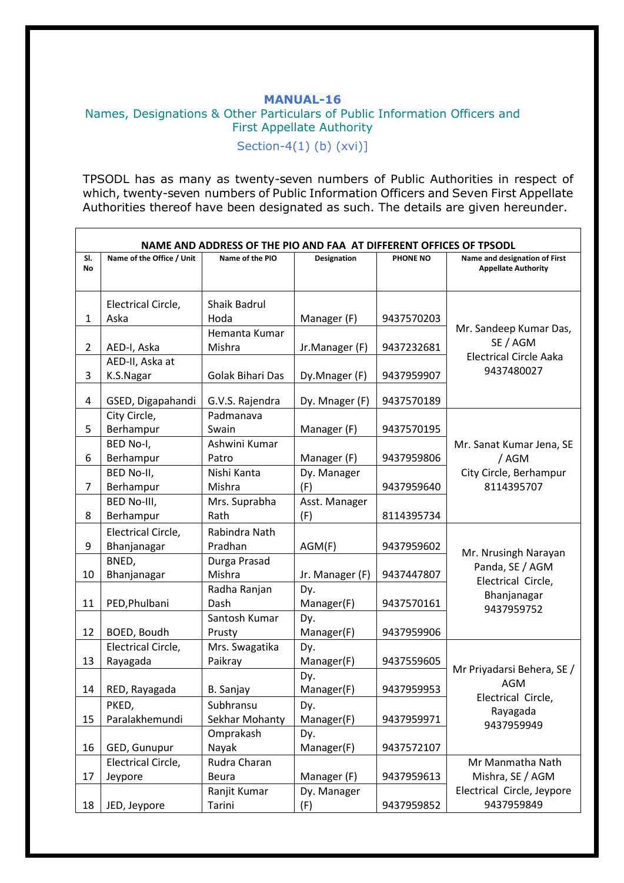# MANUAL-16

## Names, Designations & Other Particulars of Public Information Officers and First Appellate Authority

### Section-4(1) (b) (xvi)]

TPSODL has as many as twenty-seven numbers of Public Authorities in respect of which, twenty-seven numbers of Public Information Officers and Seven First Appellate Authorities thereof have been designated as such. The details are given hereunder.

**NAME AND ADDRESS OF THE PIO AND FAA AT DIFFERENT OFFICES OF TPSODL**

| Sl. No | Name of the Office / Unit | Name of the PIO | Designation | PHONE NO | Name and designation of First Appellate Authority |
|---|---|---|---|---|---|
| 1 | Electrical Circle, Aska | Shaik Badrul Hoda | Manager (F) | 9437570203 | Mr. Sandeep Kumar Das, SE / AGM Electrical Circle Aaka 9437480027 |
| 2 | AED-I, Aska | Hemanta Kumar Mishra | Jr.Manager (F) | 9437232681 | |
| 3 | AED-II, Aska at K.S.Nagar | Golak Bihari Das | Dy.Mnager (F) | 9437959907 | |
| 4 | GSED, Digapahandi | G.V.S. Rajendra | Dy. Mnager (F) | 9437570189 | |
| 5 | City Circle, Berhampur | Padmanava Swain | Manager (F) | 9437570195 | Mr. Sanat Kumar Jena, SE / AGM City Circle, Berhampur 8114395707 |
| 6 | BED No-I, Berhampur | Ashwini Kumar Patro | Manager (F) | 9437959806 | |
| 7 | BED No-II, Berhampur | Nishi Kanta Mishra | Dy. Manager (F) | 9437959640 | |
| 8 | BED No-III, Berhampur | Mrs. Suprabha Rath | Asst. Manager (F) | 8114395734 | |
| 9 | Electrical Circle, Bhanjanagar | Rabindra Nath Pradhan | AGM(F) | 9437959602 | Mr. Nrusingh Narayan Panda, SE / AGM Electrical Circle, Bhanjanagar 9437959752 |
| 10 | BNED, Bhanjanagar | Durga Prasad Mishra | Jr. Manager (F) | 9437447807 | |
| 11 | PED,Phulbani | Radha Ranjan Dash | Dy. Manager(F) | 9437570161 | |
| 12 | BOED, Boudh | Santosh Kumar Prusty | Dy. Manager(F) | 9437959906 | |
| 13 | Electrical Circle, Rayagada | Mrs. Swagatika Paikray | Dy. Manager(F) | 9437559605 | Mr Priyadarsi Behera, SE / AGM Electrical Circle, Rayagada 9437959949 |
| 14 | RED, Rayagada | B. Sanjay | Dy. Manager(F) | 9437959953 | |
| 15 | PKED, Paralakhemundi | Subhransu Sekhar Mohanty | Dy. Manager(F) | 9437959971 | |
| 16 | GED, Gunupur | Omprakash Nayak | Dy. Manager(F) | 9437572107 | |
| 17 | Electrical Circle, Jeypore | Rudra Charan Beura | Manager (F) | 9437959613 | Mr Manmatha Nath Mishra, SE / AGM Electrical Circle, Jeypore 9437959849 |
| 18 | JED, Jeypore | Ranjit Kumar Tarini | Dy. Manager (F) | 9437959852 | |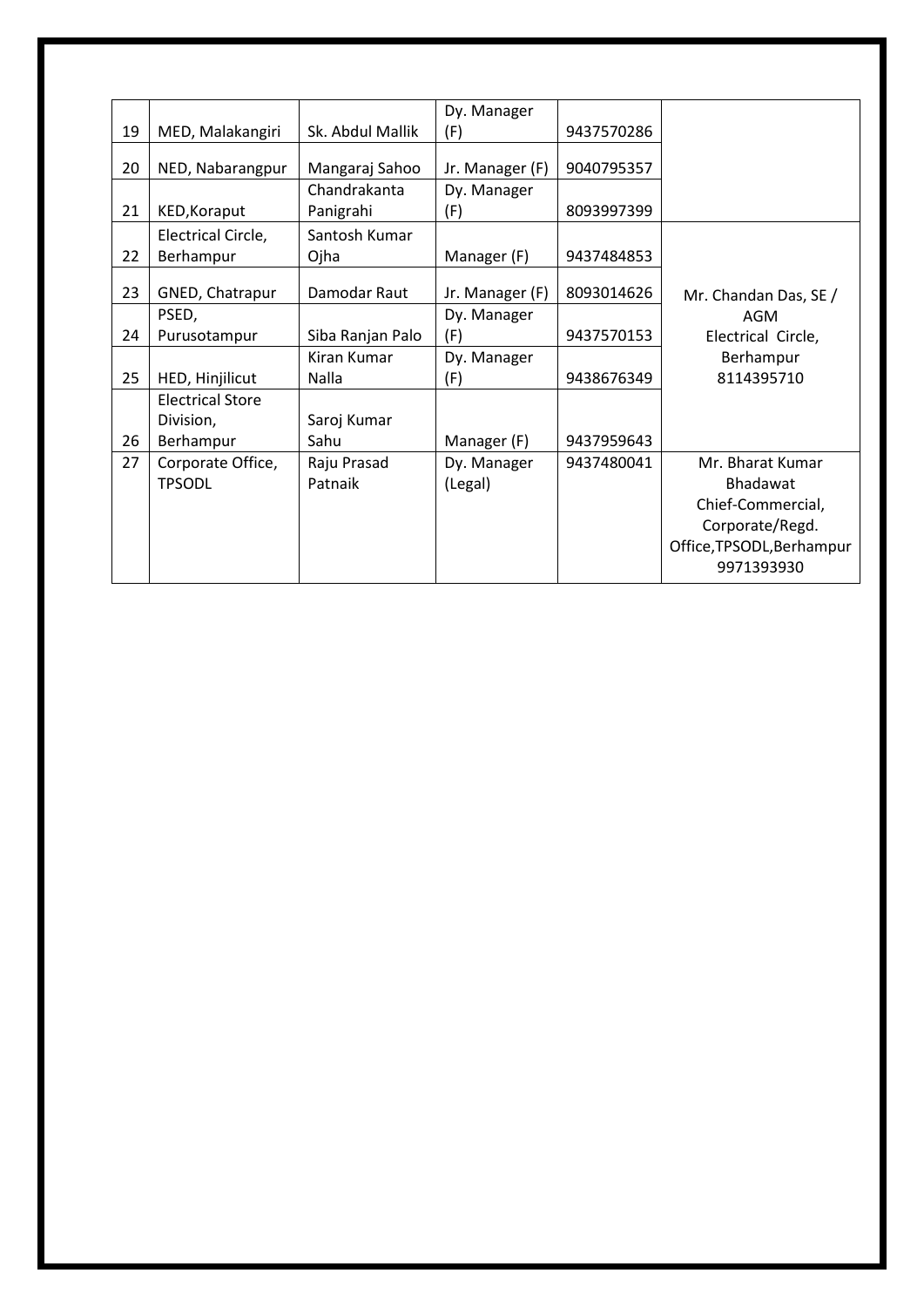| 19 | MED, Malakangiri | Sk. Abdul Mallik | Dy. Manager (F) | 9437570286 | |
|---|---|---|---|---|---|
| 20 | NED, Nabarangpur | Mangaraj Sahoo | Jr. Manager (F) | 9040795357 | |
| 21 | KED,Koraput | Chandrakanta Panigrahi | Dy. Manager (F) | 8093997399 | |
| 22 | Electrical Circle, Berhampur | Santosh Kumar Ojha | Manager (F) | 9437484853 | Mr. Chandan Das, SE / AGM Electrical Circle, Berhampur 8114395710 |
| 23 | GNED, Chatrapur | Damodar Raut | Jr. Manager (F) | 8093014626 | |
| 24 | PSED, Purusotampur | Siba Ranjan Palo | Dy. Manager (F) | 9437570153 | |
| 25 | HED, Hinjilicut | Kiran Kumar Nalla | Dy. Manager (F) | 9438676349 | |
| 26 | Electrical Store Division, Berhampur | Saroj Kumar Sahu | Manager (F) | 9437959643 | |
| 27 | Corporate Office, TPSODL | Raju Prasad Patnaik | Dy. Manager (Legal) | 9437480041 | Mr. Bharat Kumar Bhadawat Chief-Commercial, Corporate/Regd. Office,TPSODL,Berhampur 9971393930 |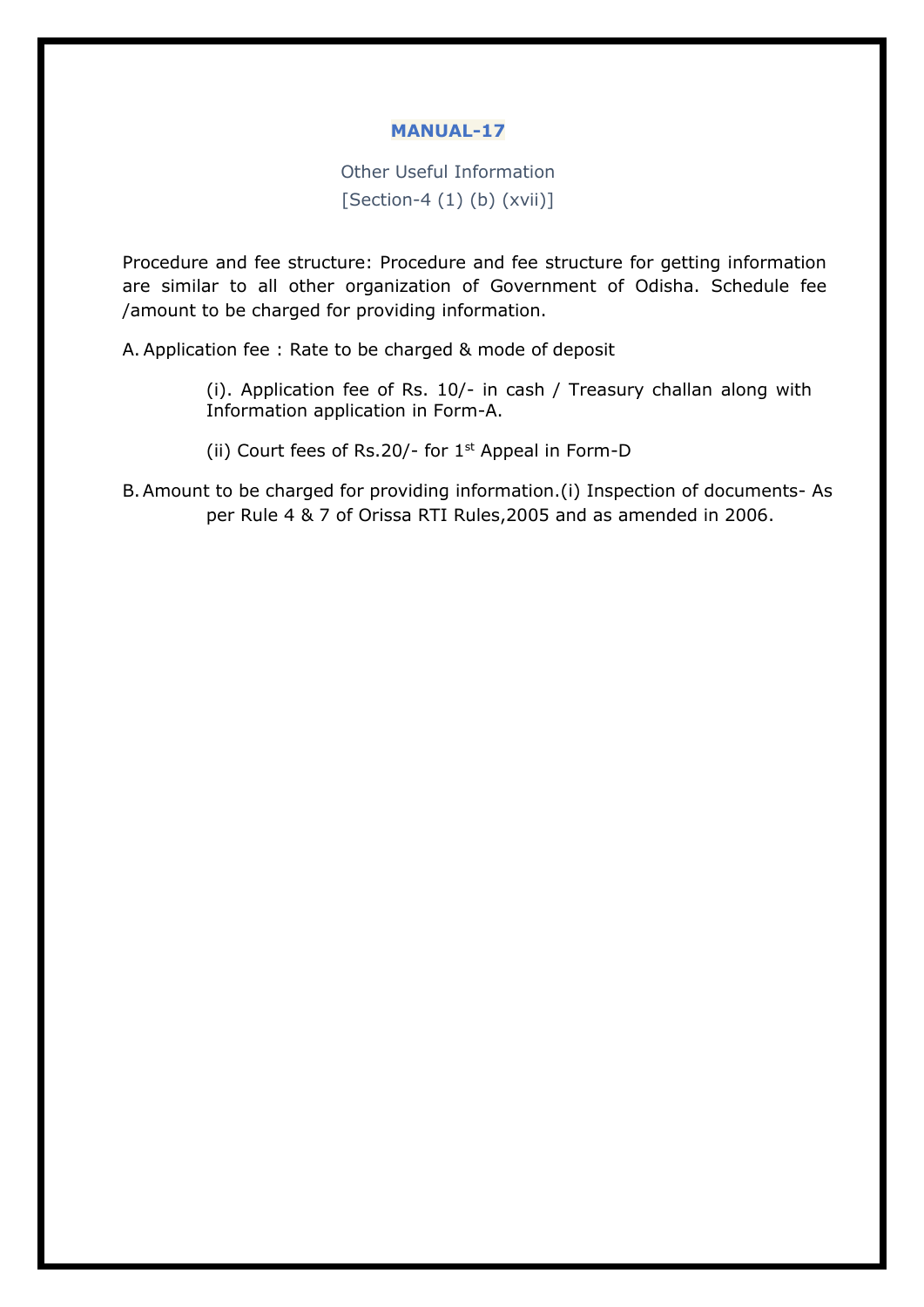# MANUAL-17

Other Useful Information
[Section-4 (1) (b) (xvii)]

Procedure and fee structure: Procedure and fee structure for getting information are similar to all other organization of Government of Odisha. Schedule fee /amount to be charged for providing information.

A. Application fee : Rate to be charged & mode of deposit

(i). Application fee of Rs. 10/- in cash / Treasury challan along with Information application in Form-A.

(ii) Court fees of Rs.20/- for 1st Appeal in Form-D

B. Amount to be charged for providing information.(i) Inspection of documents- As per Rule 4 & 7 of Orissa RTI Rules,2005 and as amended in 2006.